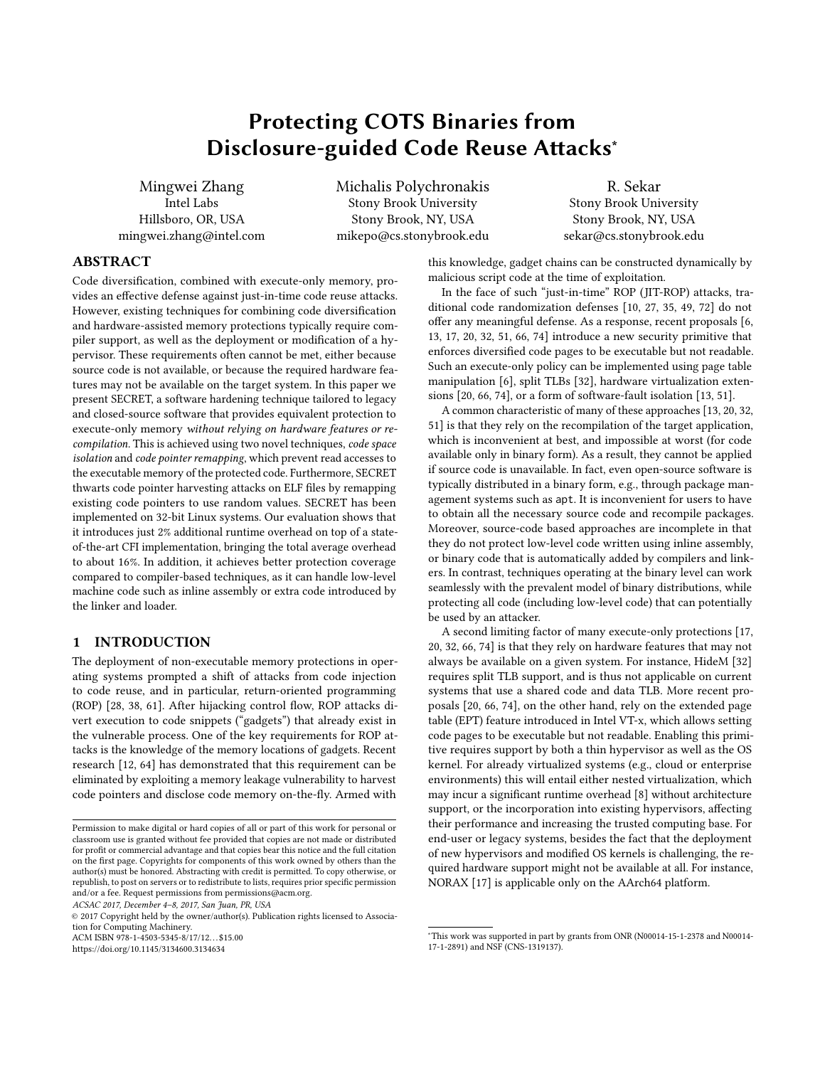# Protecting COTS Binaries from Disclosure-guided Code Reuse Attacks*

Mingwei Zhang
Intel Labs
Hillsboro, OR, USA
mingwei.zhang@intel.com

Michalis Polychronakis
Stony Brook University
Stony Brook, NY, USA
mikepo@cs.stonybrook.edu

R. Sekar
Stony Brook University
Stony Brook, NY, USA
sekar@cs.stonybrook.edu

## ABSTRACT

Code diversification, combined with execute-only memory, provides an effective defense against just-in-time code reuse attacks. However, existing techniques for combining code diversification and hardware-assisted memory protections typically require compiler support, as well as the deployment or modification of a hypervisor. These requirements often cannot be met, either because source code is not available, or because the required hardware features may not be available on the target system. In this paper we present SECRET, a software hardening technique tailored to legacy and closed-source software that provides equivalent protection to execute-only memory *without relying on hardware features or recompilation.* This is achieved using two novel techniques, *code space isolation* and *code pointer remapping*, which prevent read accesses to the executable memory of the protected code. Furthermore, SECRET thwarts code pointer harvesting attacks on ELF files by remapping existing code pointers to use random values. SECRET has been implemented on 32-bit Linux systems. Our evaluation shows that it introduces just 2% additional runtime overhead on top of a state-of-the-art CFI implementation, bringing the total average overhead to about 16%. In addition, it achieves better protection coverage compared to compiler-based techniques, as it can handle low-level machine code such as inline assembly or extra code introduced by the linker and loader.

## 1 INTRODUCTION

The deployment of non-executable memory protections in operating systems prompted a shift of attacks from code injection to code reuse, and in particular, return-oriented programming (ROP) [28, 38, 61]. After hijacking control flow, ROP attacks divert execution to code snippets ("gadgets") that already exist in the vulnerable process. One of the key requirements for ROP attacks is the knowledge of the memory locations of gadgets. Recent research [12, 64] has demonstrated that this requirement can be eliminated by exploiting a memory leakage vulnerability to harvest code pointers and disclose code memory on-the-fly. Armed with this knowledge, gadget chains can be constructed dynamically by malicious script code at the time of exploitation.

In the face of such "just-in-time" ROP (JIT-ROP) attacks, traditional code randomization defenses [10, 27, 35, 49, 72] do not offer any meaningful defense. As a response, recent proposals [6, 13, 17, 20, 32, 51, 66, 74] introduce a new security primitive that enforces diversified code pages to be executable but not readable. Such an execute-only policy can be implemented using page table manipulation [6], split TLBs [32], hardware virtualization extensions [20, 66, 74], or a form of software-fault isolation [13, 51].

A common characteristic of many of these approaches [13, 20, 32, 51] is that they rely on the recompilation of the target application, which is inconvenient at best, and impossible at worst (for code available only in binary form). As a result, they cannot be applied if source code is unavailable. In fact, even open-source software is typically distributed in a binary form, e.g., through package management systems such as `apt`. It is inconvenient for users to have to obtain all the necessary source code and recompile packages. Moreover, source-code based approaches are incomplete in that they do not protect low-level code written using inline assembly, or binary code that is automatically added by compilers and linkers. In contrast, techniques operating at the binary level can work seamlessly with the prevalent model of binary distributions, while protecting all code (including low-level code) that can potentially be used by an attacker.

A second limiting factor of many execute-only protections [17, 20, 32, 66, 74] is that they rely on hardware features that may not always be available on a given system. For instance, HideM [32] requires split TLB support, and is thus not applicable on current systems that use a shared code and data TLB. More recent proposals [20, 66, 74], on the other hand, rely on the extended page table (EPT) feature introduced in Intel VT-x, which allows setting code pages to be executable but not readable. Enabling this primitive requires support by both a thin hypervisor as well as the OS kernel. For already virtualized systems (e.g., cloud or enterprise environments) this will entail either nested virtualization, which may incur a significant runtime overhead [8] without architecture support, or the incorporation into existing hypervisors, affecting their performance and increasing the trusted computing base. For end-user or legacy systems, besides the fact that the deployment of new hypervisors and modified OS kernels is challenging, the required hardware support might not be available at all. For instance, NORAX [17] is applicable only on the AArch64 platform.

---

Permission to make digital or hard copies of all or part of this work for personal or classroom use is granted without fee provided that copies are not made or distributed for profit or commercial advantage and that copies bear this notice and the full citation on the first page. Copyrights for components of this work owned by others than the author(s) must be honored. Abstracting with credit is permitted. To copy otherwise, or republish, to post on servers or to redistribute to lists, requires prior specific permission and/or a fee. Request permissions from permissions@acm.org.

*ACSAC 2017, December 4–8, 2017, San Juan, PR, USA*

© 2017 Copyright held by the owner/author(s). Publication rights licensed to Association for Computing Machinery.

ACM ISBN 978-1-4503-5345-8/17/12...$15.00

https://doi.org/10.1145/3134600.3134634

*This work was supported in part by grants from ONR (N00014-15-1-2378 and N00014-17-1-2891) and NSF (CNS-1319137).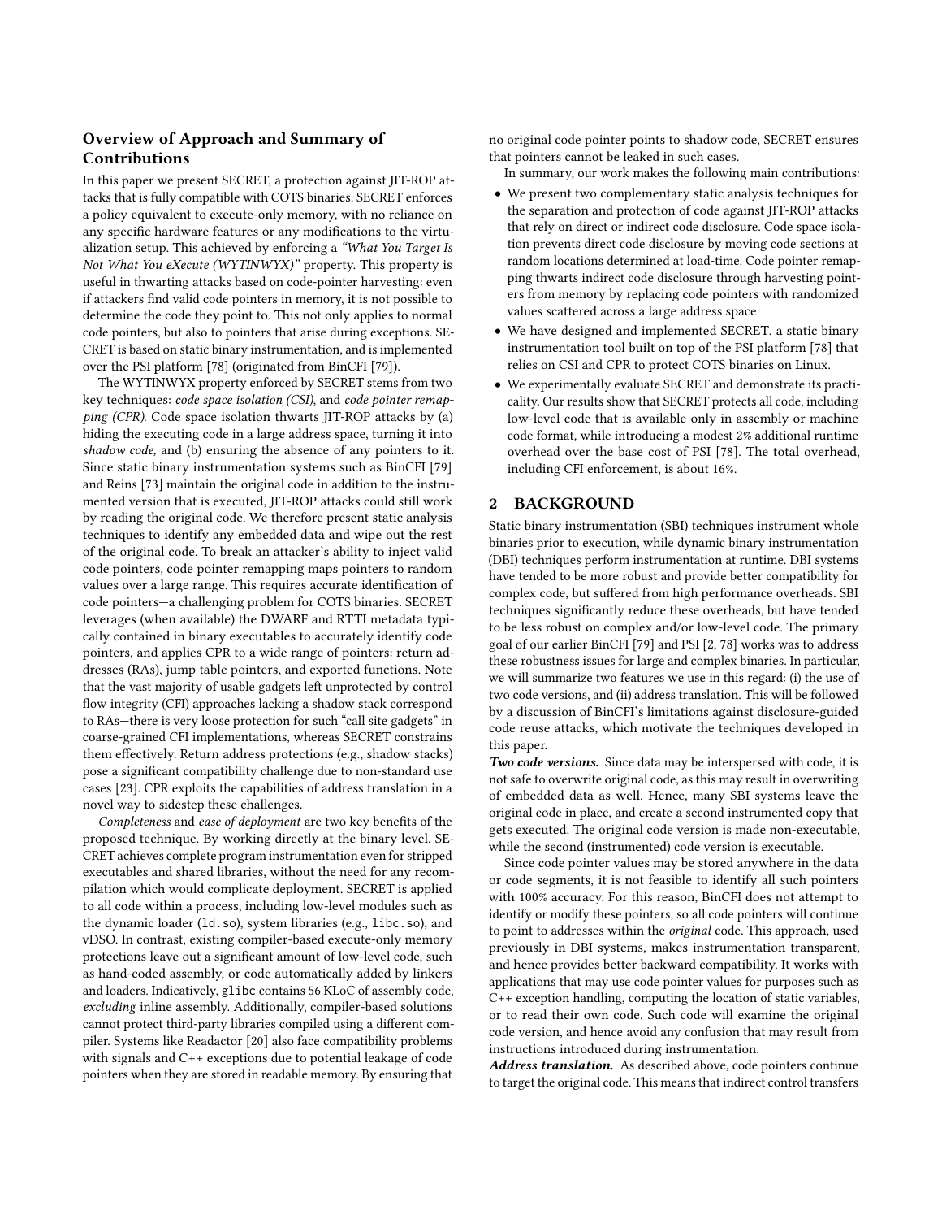## Overview of Approach and Summary of Contributions

In this paper we present SECRET, a protection against JIT-ROP attacks that is fully compatible with COTS binaries. SECRET enforces a policy equivalent to execute-only memory, with no reliance on any specific hardware features or any modifications to the virtualization setup. This achieved by enforcing a *"What You Target Is Not What You eXecute (WYTINWYX)"* property. This property is useful in thwarting attacks based on code-pointer harvesting: even if attackers find valid code pointers in memory, it is not possible to determine the code they point to. This not only applies to normal code pointers, but also to pointers that arise during exceptions. SECRET is based on static binary instrumentation, and is implemented over the PSI platform [78] (originated from BinCFI [79]).

The WYTINWYX property enforced by SECRET stems from two key techniques: *code space isolation (CSI)*, and *code pointer remapping (CPR)*. Code space isolation thwarts JIT-ROP attacks by (a) hiding the executing code in a large address space, turning it into *shadow code,* and (b) ensuring the absence of any pointers to it. Since static binary instrumentation systems such as BinCFI [79] and Reins [73] maintain the original code in addition to the instrumented version that is executed, JIT-ROP attacks could still work by reading the original code. We therefore present static analysis techniques to identify any embedded data and wipe out the rest of the original code. To break an attacker's ability to inject valid code pointers, code pointer remapping maps pointers to random values over a large range. This requires accurate identification of code pointers—a challenging problem for COTS binaries. SECRET leverages (when available) the DWARF and RTTI metadata typically contained in binary executables to accurately identify code pointers, and applies CPR to a wide range of pointers: return addresses (RAs), jump table pointers, and exported functions. Note that the vast majority of usable gadgets left unprotected by control flow integrity (CFI) approaches lacking a shadow stack correspond to RAs—there is very loose protection for such "call site gadgets" in coarse-grained CFI implementations, whereas SECRET constrains them effectively. Return address protections (e.g., shadow stacks) pose a significant compatibility challenge due to non-standard use cases [23]. CPR exploits the capabilities of address translation in a novel way to sidestep these challenges.

*Completeness* and *ease of deployment* are two key benefits of the proposed technique. By working directly at the binary level, SECRET achieves complete program instrumentation even for stripped executables and shared libraries, without the need for any recompilation which would complicate deployment. SECRET is applied to all code within a process, including low-level modules such as the dynamic loader (`ld.so`), system libraries (e.g., `libc.so`), and vDSO. In contrast, existing compiler-based execute-only memory protections leave out a significant amount of low-level code, such as hand-coded assembly, or code automatically added by linkers and loaders. Indicatively, `glibc` contains 56 KLoC of assembly code, *excluding* inline assembly. Additionally, compiler-based solutions cannot protect third-party libraries compiled using a different compiler. Systems like Readactor [20] also face compatibility problems with signals and C++ exceptions due to potential leakage of code pointers when they are stored in readable memory. By ensuring that no original code pointer points to shadow code, SECRET ensures that pointers cannot be leaked in such cases.

In summary, our work makes the following main contributions:

- We present two complementary static analysis techniques for the separation and protection of code against JIT-ROP attacks that rely on direct or indirect code disclosure. Code space isolation prevents direct code disclosure by moving code sections at random locations determined at load-time. Code pointer remapping thwarts indirect code disclosure through harvesting pointers from memory by replacing code pointers with randomized values scattered across a large address space.
- We have designed and implemented SECRET, a static binary instrumentation tool built on top of the PSI platform [78] that relies on CSI and CPR to protect COTS binaries on Linux.
- We experimentally evaluate SECRET and demonstrate its practicality. Our results show that SECRET protects all code, including low-level code that is available only in assembly or machine code format, while introducing a modest 2% additional runtime overhead over the base cost of PSI [78]. The total overhead, including CFI enforcement, is about 16%.

## 2 BACKGROUND

Static binary instrumentation (SBI) techniques instrument whole binaries prior to execution, while dynamic binary instrumentation (DBI) techniques perform instrumentation at runtime. DBI systems have tended to be more robust and provide better compatibility for complex code, but suffered from high performance overheads. SBI techniques significantly reduce these overheads, but have tended to be less robust on complex and/or low-level code. The primary goal of our earlier BinCFI [79] and PSI [2, 78] works was to address these robustness issues for large and complex binaries. In particular, we will summarize two features we use in this regard: (i) the use of two code versions, and (ii) address translation. This will be followed by a discussion of BinCFI's limitations against disclosure-guided code reuse attacks, which motivate the techniques developed in this paper.

***Two code versions.*** Since data may be interspersed with code, it is not safe to overwrite original code, as this may result in overwriting of embedded data as well. Hence, many SBI systems leave the original code in place, and create a second instrumented copy that gets executed. The original code version is made non-executable, while the second (instrumented) code version is executable.

Since code pointer values may be stored anywhere in the data or code segments, it is not feasible to identify all such pointers with 100% accuracy. For this reason, BinCFI does not attempt to identify or modify these pointers, so all code pointers will continue to point to addresses within the *original* code. This approach, used previously in DBI systems, makes instrumentation transparent, and hence provides better backward compatibility. It works with applications that may use code pointer values for purposes such as C++ exception handling, computing the location of static variables, or to read their own code. Such code will examine the original code version, and hence avoid any confusion that may result from instructions introduced during instrumentation.

***Address translation.*** As described above, code pointers continue to target the original code. This means that indirect control transfers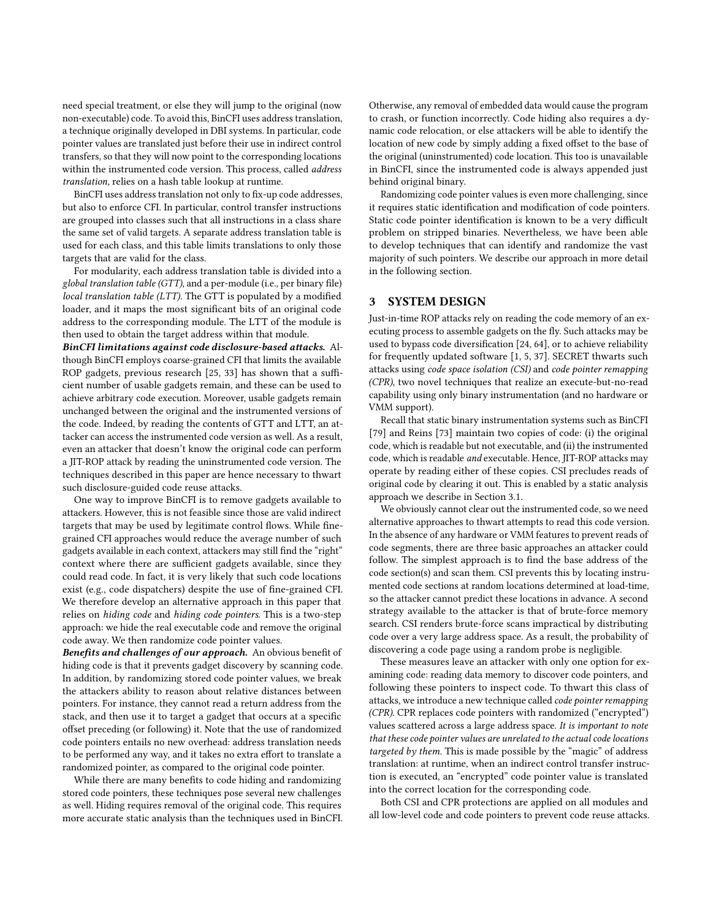need special treatment, or else they will jump to the original (now non-executable) code. To avoid this, BinCFI uses address translation, a technique originally developed in DBI systems. In particular, code pointer values are translated just before their use in indirect control transfers, so that they will now point to the corresponding locations within the instrumented code version. This process, called *address translation*, relies on a hash table lookup at runtime.

BinCFI uses address translation not only to fix-up code addresses, but also to enforce CFI. In particular, control transfer instructions are grouped into classes such that all instructions in a class share the same set of valid targets. A separate address translation table is used for each class, and this table limits translations to only those targets that are valid for the class.

For modularity, each address translation table is divided into a *global translation table (GTT)*, and a per-module (i.e., per binary file) *local translation table (LTT)*. The GTT is populated by a modified loader, and it maps the most significant bits of an original code address to the corresponding module. The LTT of the module is then used to obtain the target address within that module.

***BinCFI limitations against code disclosure-based attacks.*** Although BinCFI employs coarse-grained CFI that limits the available ROP gadgets, previous research [25, 33] has shown that a sufficient number of usable gadgets remain, and these can be used to achieve arbitrary code execution. Moreover, usable gadgets remain unchanged between the original and the instrumented versions of the code. Indeed, by reading the contents of GTT and LTT, an attacker can access the instrumented code version as well. As a result, even an attacker that doesn't know the original code can perform a JIT-ROP attack by reading the uninstrumented code version. The techniques described in this paper are hence necessary to thwart such disclosure-guided code reuse attacks.

One way to improve BinCFI is to remove gadgets available to attackers. However, this is not feasible since those are valid indirect targets that may be used by legitimate control flows. While fine-grained CFI approaches would reduce the average number of such gadgets available in each context, attackers may still find the "right" context where there are sufficient gadgets available, since they could read code. In fact, it is very likely that such code locations exist (e.g., code dispatchers) despite the use of fine-grained CFI. We therefore develop an alternative approach in this paper that relies on *hiding code* and *hiding code pointers*. This is a two-step approach: we hide the real executable code and remove the original code away. We then randomize code pointer values.

***Benefits and challenges of our approach.*** An obvious benefit of hiding code is that it prevents gadget discovery by scanning code. In addition, by randomizing stored code pointer values, we break the attackers ability to reason about relative distances between pointers. For instance, they cannot read a return address from the stack, and then use it to target a gadget that occurs at a specific offset preceding (or following) it. Note that the use of randomized code pointers entails no new overhead: address translation needs to be performed any way, and it takes no extra effort to translate a randomized pointer, as compared to the original code pointer.

While there are many benefits to code hiding and randomizing stored code pointers, these techniques pose several new challenges as well. Hiding requires removal of the original code. This requires more accurate static analysis than the techniques used in BinCFI. Otherwise, any removal of embedded data would cause the program to crash, or function incorrectly. Code hiding also requires a dynamic code relocation, or else attackers will be able to identify the location of new code by simply adding a fixed offset to the base of the original (uninstrumented) code location. This too is unavailable in BinCFI, since the instrumented code is always appended just behind original binary.

Randomizing code pointer values is even more challenging, since it requires static identification and modification of code pointers. Static code pointer identification is known to be a very difficult problem on stripped binaries. Nevertheless, we have been able to develop techniques that can identify and randomize the vast majority of such pointers. We describe our approach in more detail in the following section.

## 3 SYSTEM DESIGN

Just-in-time ROP attacks rely on reading the code memory of an executing process to assemble gadgets on the fly. Such attacks may be used to bypass code diversification [24, 64], or to achieve reliability for frequently updated software [1, 5, 37]. SECRET thwarts such attacks using *code space isolation (CSI)* and *code pointer remapping (CPR)*, two novel techniques that realize an execute-but-no-read capability using only binary instrumentation (and no hardware or VMM support).

Recall that static binary instrumentation systems such as BinCFI [79] and Reins [73] maintain two copies of code: (i) the original code, which is readable but not executable, and (ii) the instrumented code, which is readable *and* executable. Hence, JIT-ROP attacks may operate by reading either of these copies. CSI precludes reads of original code by clearing it out. This is enabled by a static analysis approach we describe in Section 3.1.

We obviously cannot clear out the instrumented code, so we need alternative approaches to thwart attempts to read this code version. In the absence of any hardware or VMM features to prevent reads of code segments, there are three basic approaches an attacker could follow. The simplest approach is to find the base address of the code section(s) and scan them. CSI prevents this by locating instrumented code sections at random locations determined at load-time, so the attacker cannot predict these locations in advance. A second strategy available to the attacker is that of brute-force memory search. CSI renders brute-force scans impractical by distributing code over a very large address space. As a result, the probability of discovering a code page using a random probe is negligible.

These measures leave an attacker with only one option for examining code: reading data memory to discover code pointers, and following these pointers to inspect code. To thwart this class of attacks, we introduce a new technique called *code pointer remapping (CPR)*. CPR replaces code pointers with randomized ("encrypted") values scattered across a large address space. *It is important to note that these code pointer values are unrelated to the actual code locations targeted by them.* This is made possible by the "magic" of address translation: at runtime, when an indirect control transfer instruction is executed, an "encrypted" code pointer value is translated into the correct location for the corresponding code.

Both CSI and CPR protections are applied on all modules and all low-level code and code pointers to prevent code reuse attacks.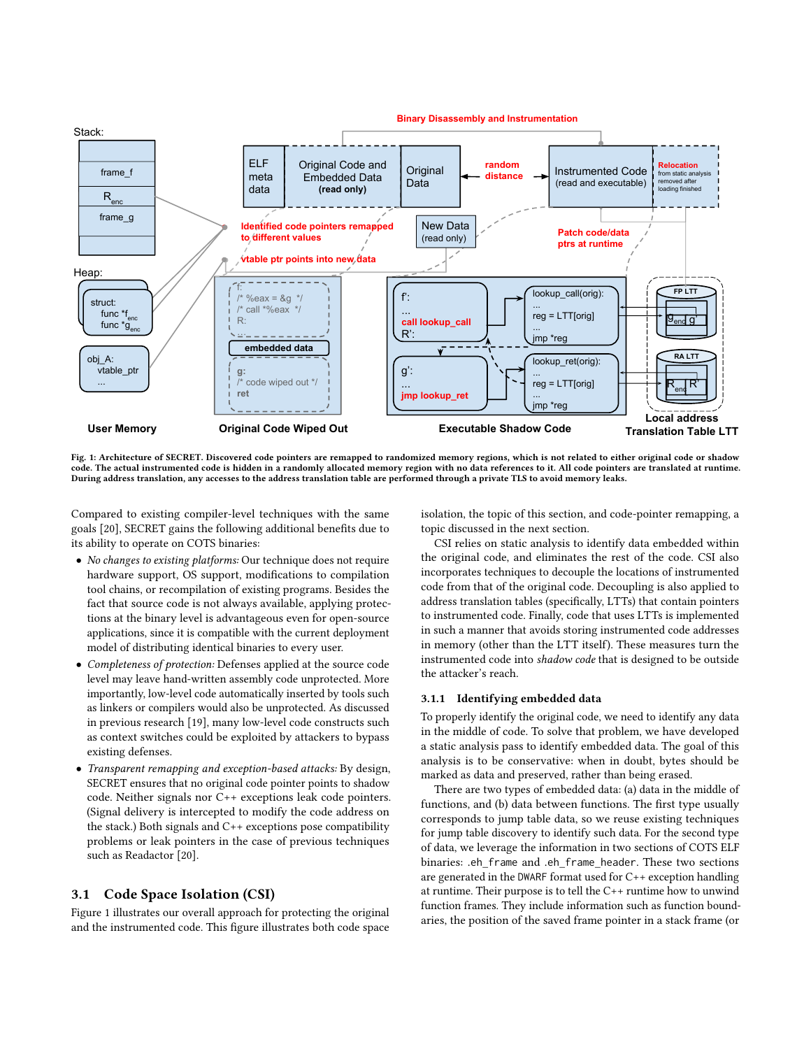Fig. 1: Architecture of SECRET. Discovered code pointers are remapped to randomized memory regions, which is not related to either original code or shadow code. The actual instrumented code is hidden in a randomly allocated memory region with no data references to it. All code pointers are translated at runtime. During address translation, any accesses to the address translation table are performed through a private TLS to avoid memory leaks.

Compared to existing compiler-level techniques with the same goals [20], SECRET gains the following additional benefits due to its ability to operate on COTS binaries:

- *No changes to existing platforms:* Our technique does not require hardware support, OS support, modifications to compilation tool chains, or recompilation of existing programs. Besides the fact that source code is not always available, applying protections at the binary level is advantageous even for open-source applications, since it is compatible with the current deployment model of distributing identical binaries to every user.
- *Completeness of protection:* Defenses applied at the source code level may leave hand-written assembly code unprotected. More importantly, low-level code automatically inserted by tools such as linkers or compilers would also be unprotected. As discussed in previous research [19], many low-level code constructs such as context switches could be exploited by attackers to bypass existing defenses.
- *Transparent remapping and exception-based attacks:* By design, SECRET ensures that no original code pointer points to shadow code. Neither signals nor C++ exceptions leak code pointers. (Signal delivery is intercepted to modify the code address on the stack.) Both signals and C++ exceptions pose compatibility problems or leak pointers in the case of previous techniques such as Readactor [20].

## 3.1 Code Space Isolation (CSI)

Figure 1 illustrates our overall approach for protecting the original and the instrumented code. This figure illustrates both code space isolation, the topic of this section, and code-pointer remapping, a topic discussed in the next section.

CSI relies on static analysis to identify data embedded within the original code, and eliminates the rest of the code. CSI also incorporates techniques to decouple the locations of instrumented code from that of the original code. Decoupling is also applied to address translation tables (specifically, LTTs) that contain pointers to instrumented code. Finally, code that uses LTTs is implemented in such a manner that avoids storing instrumented code addresses in memory (other than the LTT itself). These measures turn the instrumented code into *shadow code* that is designed to be outside the attacker's reach.

### 3.1.1 Identifying embedded data

To properly identify the original code, we need to identify any data in the middle of code. To solve that problem, we have developed a static analysis pass to identify embedded data. The goal of this analysis is to be conservative: when in doubt, bytes should be marked as data and preserved, rather than being erased.

There are two types of embedded data: (a) data in the middle of functions, and (b) data between functions. The first type usually corresponds to jump table data, so we reuse existing techniques for jump table discovery to identify such data. For the second type of data, we leverage the information in two sections of COTS ELF binaries: `.eh_frame` and `.eh_frame_header`. These two sections are generated in the DWARF format used for C++ exception handling at runtime. Their purpose is to tell the C++ runtime how to unwind function frames. They include information such as function boundaries, the position of the saved frame pointer in a stack frame (or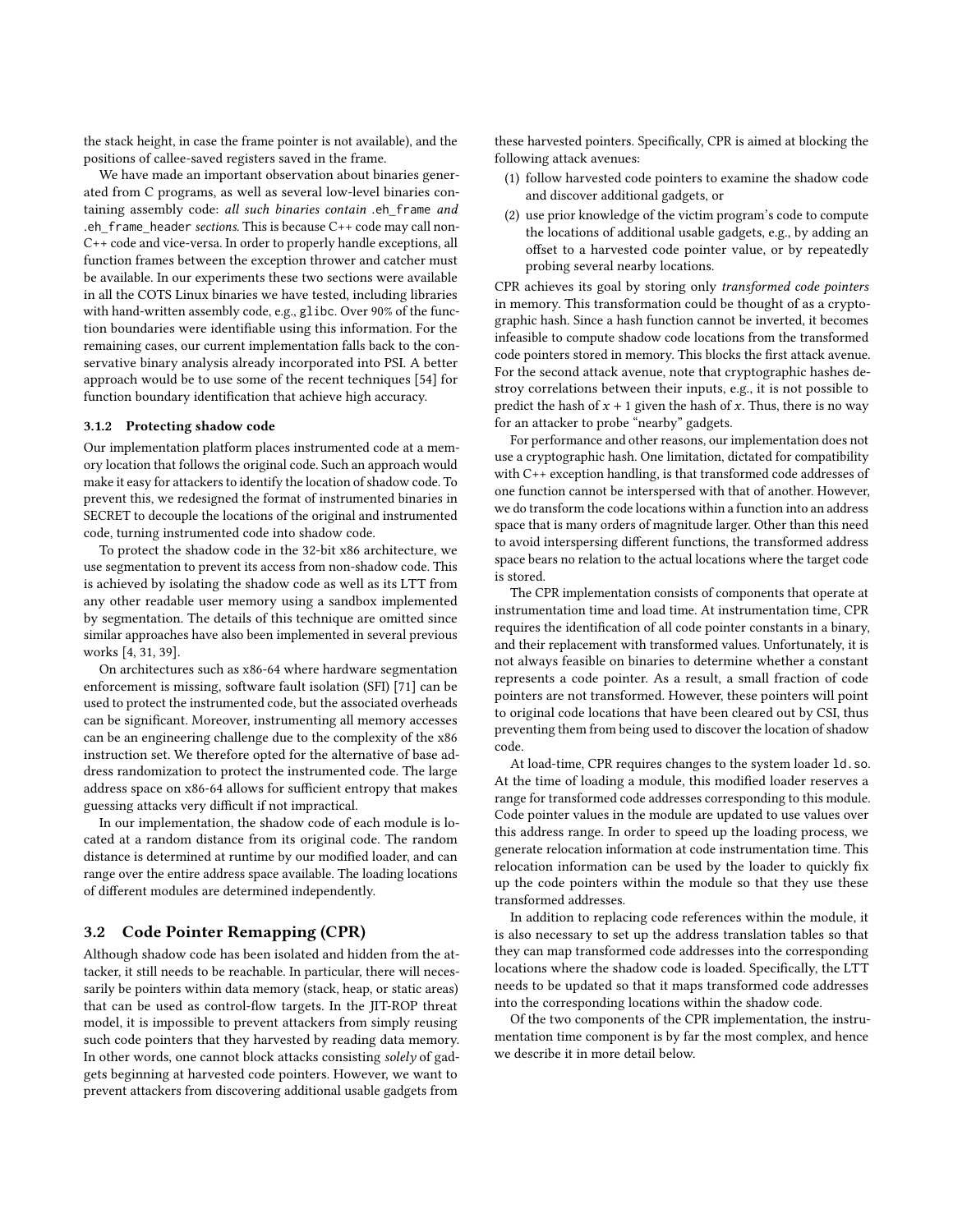the stack height, in case the frame pointer is not available), and the positions of callee-saved registers saved in the frame.

We have made an important observation about binaries generated from C programs, as well as several low-level binaries containing assembly code: *all such binaries contain* `.eh_frame` *and* `.eh_frame_header` *sections*. This is because C++ code may call non-C++ code and vice-versa. In order to properly handle exceptions, all function frames between the exception thrower and catcher must be available. In our experiments these two sections were available in all the COTS Linux binaries we have tested, including libraries with hand-written assembly code, e.g., `glibc`. Over 90% of the function boundaries were identifiable using this information. For the remaining cases, our current implementation falls back to the conservative binary analysis already incorporated into PSI. A better approach would be to use some of the recent techniques [54] for function boundary identification that achieve high accuracy.

#### 3.1.2 Protecting shadow code

Our implementation platform places instrumented code at a memory location that follows the original code. Such an approach would make it easy for attackers to identify the location of shadow code. To prevent this, we redesigned the format of instrumented binaries in SECRET to decouple the locations of the original and instrumented code, turning instrumented code into shadow code.

To protect the shadow code in the 32-bit x86 architecture, we use segmentation to prevent its access from non-shadow code. This is achieved by isolating the shadow code as well as its LTT from any other readable user memory using a sandbox implemented by segmentation. The details of this technique are omitted since similar approaches have also been implemented in several previous works [4, 31, 39].

On architectures such as x86-64 where hardware segmentation enforcement is missing, software fault isolation (SFI) [71] can be used to protect the instrumented code, but the associated overheads can be significant. Moreover, instrumenting all memory accesses can be an engineering challenge due to the complexity of the x86 instruction set. We therefore opted for the alternative of base address randomization to protect the instrumented code. The large address space on x86-64 allows for sufficient entropy that makes guessing attacks very difficult if not impractical.

In our implementation, the shadow code of each module is located at a random distance from its original code. The random distance is determined at runtime by our modified loader, and can range over the entire address space available. The loading locations of different modules are determined independently.

### 3.2 Code Pointer Remapping (CPR)

Although shadow code has been isolated and hidden from the attacker, it still needs to be reachable. In particular, there will necessarily be pointers within data memory (stack, heap, or static areas) that can be used as control-flow targets. In the JIT-ROP threat model, it is impossible to prevent attackers from simply reusing such code pointers that they harvested by reading data memory. In other words, one cannot block attacks consisting *solely* of gadgets beginning at harvested code pointers. However, we want to prevent attackers from discovering additional usable gadgets from these harvested pointers. Specifically, CPR is aimed at blocking the following attack avenues:

1. follow harvested code pointers to examine the shadow code and discover additional gadgets, or
2. use prior knowledge of the victim program's code to compute the locations of additional usable gadgets, e.g., by adding an offset to a harvested code pointer value, or by repeatedly probing several nearby locations.

CPR achieves its goal by storing only *transformed code pointers* in memory. This transformation could be thought of as a cryptographic hash. Since a hash function cannot be inverted, it becomes infeasible to compute shadow code locations from the transformed code pointers stored in memory. This blocks the first attack avenue. For the second attack avenue, note that cryptographic hashes destroy correlations between their inputs, e.g., it is not possible to predict the hash of $x + 1$ given the hash of $x$. Thus, there is no way for an attacker to probe "nearby" gadgets.

For performance and other reasons, our implementation does not use a cryptographic hash. One limitation, dictated for compatibility with C++ exception handling, is that transformed code addresses of one function cannot be interspersed with that of another. However, we do transform the code locations within a function into an address space that is many orders of magnitude larger. Other than this need to avoid interspersing different functions, the transformed address space bears no relation to the actual locations where the target code is stored.

The CPR implementation consists of components that operate at instrumentation time and load time. At instrumentation time, CPR requires the identification of all code pointer constants in a binary, and their replacement with transformed values. Unfortunately, it is not always feasible on binaries to determine whether a constant represents a code pointer. As a result, a small fraction of code pointers are not transformed. However, these pointers will point to original code locations that have been cleared out by CSI, thus preventing them from being used to discover the location of shadow code.

At load-time, CPR requires changes to the system loader `ld.so`. At the time of loading a module, this modified loader reserves a range for transformed code addresses corresponding to this module. Code pointer values in the module are updated to use values over this address range. In order to speed up the loading process, we generate relocation information at code instrumentation time. This relocation information can be used by the loader to quickly fix up the code pointers within the module so that they use these transformed addresses.

In addition to replacing code references within the module, it is also necessary to set up the address translation tables so that they can map transformed code addresses into the corresponding locations where the shadow code is loaded. Specifically, the LTT needs to be updated so that it maps transformed code addresses into the corresponding locations within the shadow code.

Of the two components of the CPR implementation, the instrumentation time component is by far the most complex, and hence we describe it in more detail below.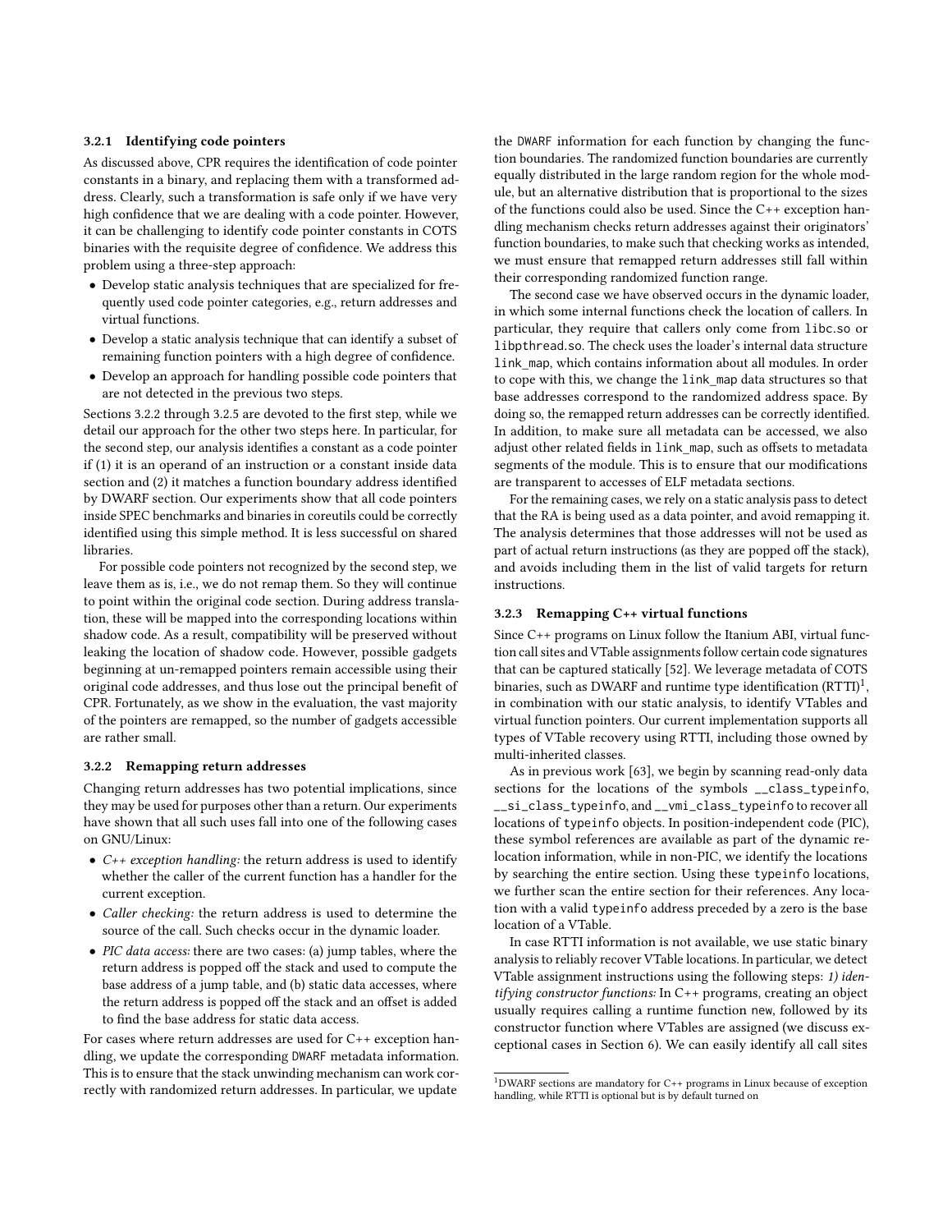### 3.2.1 Identifying code pointers

As discussed above, CPR requires the identification of code pointer constants in a binary, and replacing them with a transformed address. Clearly, such a transformation is safe only if we have very high confidence that we are dealing with a code pointer. However, it can be challenging to identify code pointer constants in COTS binaries with the requisite degree of confidence. We address this problem using a three-step approach:

- Develop static analysis techniques that are specialized for frequently used code pointer categories, e.g., return addresses and virtual functions.
- Develop a static analysis technique that can identify a subset of remaining function pointers with a high degree of confidence.
- Develop an approach for handling possible code pointers that are not detected in the previous two steps.

Sections 3.2.2 through 3.2.5 are devoted to the first step, while we detail our approach for the other two steps here. In particular, for the second step, our analysis identifies a constant as a code pointer if (1) it is an operand of an instruction or a constant inside data section and (2) it matches a function boundary address identified by DWARF section. Our experiments show that all code pointers inside SPEC benchmarks and binaries in coreutils could be correctly identified using this simple method. It is less successful on shared libraries.

For possible code pointers not recognized by the second step, we leave them as is, i.e., we do not remap them. So they will continue to point within the original code section. During address translation, these will be mapped into the corresponding locations within shadow code. As a result, compatibility will be preserved without leaking the location of shadow code. However, possible gadgets beginning at un-remapped pointers remain accessible using their original code addresses, and thus lose out the principal benefit of CPR. Fortunately, as we show in the evaluation, the vast majority of the pointers are remapped, so the number of gadgets accessible are rather small.

### 3.2.2 Remapping return addresses

Changing return addresses has two potential implications, since they may be used for purposes other than a return. Our experiments have shown that all such uses fall into one of the following cases on GNU/Linux:

- *C++ exception handling:* the return address is used to identify whether the caller of the current function has a handler for the current exception.
- *Caller checking:* the return address is used to determine the source of the call. Such checks occur in the dynamic loader.
- *PIC data access:* there are two cases: (a) jump tables, where the return address is popped off the stack and used to compute the base address of a jump table, and (b) static data accesses, where the return address is popped off the stack and an offset is added to find the base address for static data access.

For cases where return addresses are used for C++ exception handling, we update the corresponding DWARF metadata information. This is to ensure that the stack unwinding mechanism can work correctly with randomized return addresses. In particular, we update the DWARF information for each function by changing the function boundaries. The randomized function boundaries are currently equally distributed in the large random region for the whole module, but an alternative distribution that is proportional to the sizes of the functions could also be used. Since the C++ exception handling mechanism checks return addresses against their originators' function boundaries, to make such that checking works as intended, we must ensure that remapped return addresses still fall within their corresponding randomized function range.

The second case we have observed occurs in the dynamic loader, in which some internal functions check the location of callers. In particular, they require that callers only come from `libc.so` or `libpthread.so`. The check uses the loader's internal data structure `link_map`, which contains information about all modules. In order to cope with this, we change the `link_map` data structures so that base addresses correspond to the randomized address space. By doing so, the remapped return addresses can be correctly identified. In addition, to make sure all metadata can be accessed, we also adjust other related fields in `link_map`, such as offsets to metadata segments of the module. This is to ensure that our modifications are transparent to accesses of ELF metadata sections.

For the remaining cases, we rely on a static analysis pass to detect that the RA is being used as a data pointer, and avoid remapping it. The analysis determines that those addresses will not be used as part of actual return instructions (as they are popped off the stack), and avoids including them in the list of valid targets for return instructions.

### 3.2.3 Remapping C++ virtual functions

Since C++ programs on Linux follow the Itanium ABI, virtual function call sites and VTable assignments follow certain code signatures that can be captured statically [52]. We leverage metadata of COTS binaries, such as DWARF and runtime type identification (RTTI)[1], in combination with our static analysis, to identify VTables and virtual function pointers. Our current implementation supports all types of VTable recovery using RTTI, including those owned by multi-inherited classes.

As in previous work [63], we begin by scanning read-only data sections for the locations of the symbols `__class_typeinfo`, `__si_class_typeinfo`, and `__vmi_class_typeinfo` to recover all locations of `typeinfo` objects. In position-independent code (PIC), these symbol references are available as part of the dynamic relocation information, while in non-PIC, we identify the locations by searching the entire section. Using these `typeinfo` locations, we further scan the entire section for their references. Any location with a valid `typeinfo` address preceded by a zero is the base location of a VTable.

In case RTTI information is not available, we use static binary analysis to reliably recover VTable locations. In particular, we detect VTable assignment instructions using the following steps: *1) identifying constructor functions:* In C++ programs, creating an object usually requires calling a runtime function new, followed by its constructor function where VTables are assigned (we discuss exceptional cases in Section 6). We can easily identify all call sites

[1] DWARF sections are mandatory for C++ programs in Linux because of exception handling, while RTTI is optional but is by default turned on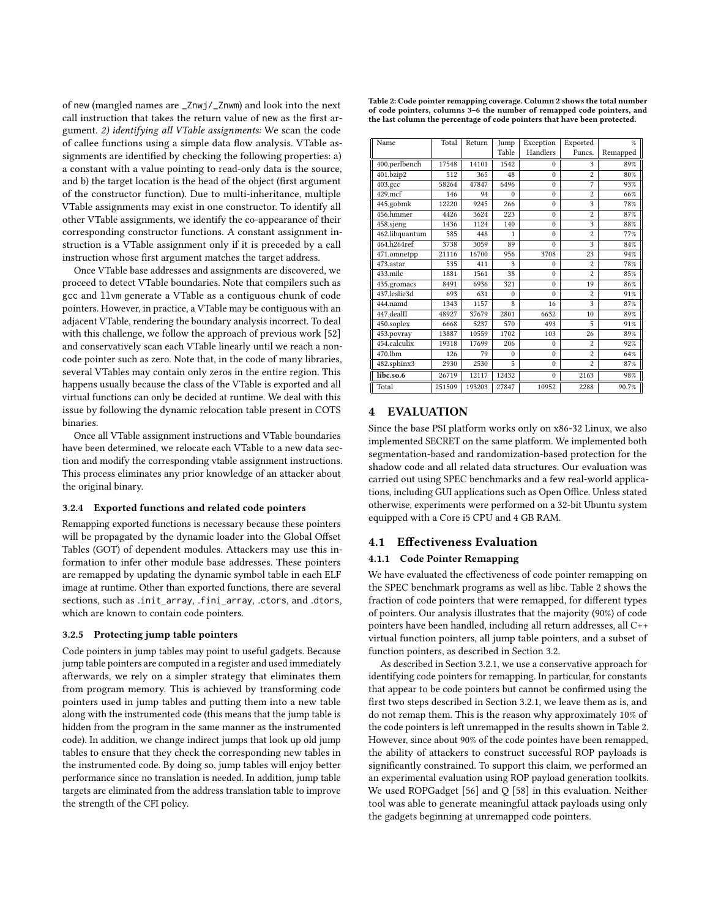of new (mangled names are _Znwj/_Znwm) and look into the next call instruction that takes the return value of new as the first argument. *2) identifying all VTable assignments:* We scan the code of callee functions using a simple data flow analysis. VTable assignments are identified by checking the following properties: a) a constant with a value pointing to read-only data is the source, and b) the target location is the head of the object (first argument of the constructor function). Due to multi-inheritance, multiple VTable assignments may exist in one constructor. To identify all other VTable assignments, we identify the co-appearance of their corresponding constructor functions. A constant assignment instruction is a VTable assignment only if it is preceded by a call instruction whose first argument matches the target address.

Once VTable base addresses and assignments are discovered, we proceed to detect VTable boundaries. Note that compilers such as gcc and llvm generate a VTable as a contiguous chunk of code pointers. However, in practice, a VTable may be contiguous with an adjacent VTable, rendering the boundary analysis incorrect. To deal with this challenge, we follow the approach of previous work [52] and conservatively scan each VTable linearly until we reach a non-code pointer such as zero. Note that, in the code of many libraries, several VTables may contain only zeros in the entire region. This happens usually because the class of the VTable is exported and all virtual functions can only be decided at runtime. We deal with this issue by following the dynamic relocation table present in COTS binaries.

Once all VTable assignment instructions and VTable boundaries have been determined, we relocate each VTable to a new data section and modify the corresponding vtable assignment instructions. This process eliminates any prior knowledge of an attacker about the original binary.

### 3.2.4 Exported functions and related code pointers

Remapping exported functions is necessary because these pointers will be propagated by the dynamic loader into the Global Offset Tables (GOT) of dependent modules. Attackers may use this information to infer other module base addresses. These pointers are remapped by updating the dynamic symbol table in each ELF image at runtime. Other than exported functions, there are several sections, such as .init_array, .fini_array, .ctors, and .dtors, which are known to contain code pointers.

### 3.2.5 Protecting jump table pointers

Code pointers in jump tables may point to useful gadgets. Because jump table pointers are computed in a register and used immediately afterwards, we rely on a simpler strategy that eliminates them from program memory. This is achieved by transforming code pointers used in jump tables and putting them into a new table along with the instrumented code (this means that the jump table is hidden from the program in the same manner as the instrumented code). In addition, we change indirect jumps that look up old jump tables to ensure that they check the corresponding new tables in the instrumented code. By doing so, jump tables will enjoy better performance since no translation is needed. In addition, jump table targets are eliminated from the address translation table to improve the strength of the CFI policy.

**Table 2: Code pointer remapping coverage. Column 2 shows the total number of code pointers, columns 3–6 the number of remapped code pointers, and the last column the percentage of code pointers that have been protected.**

| Name | Total | Return | Jump Table | Exception Handlers | Exported Funcs. | % Remapped |
|---|---|---|---|---|---|---|
| 400.perlbench | 17548 | 14101 | 1542 | 0 | 3 | 89% |
| 401.bzip2 | 512 | 365 | 48 | 0 | 2 | 80% |
| 403.gcc | 58264 | 47847 | 6496 | 0 | 7 | 93% |
| 429.mcf | 146 | 94 | 0 | 0 | 2 | 66% |
| 445.gobmk | 12220 | 9245 | 266 | 0 | 3 | 78% |
| 456.hmmer | 4426 | 3624 | 223 | 0 | 2 | 87% |
| 458.sjeng | 1436 | 1124 | 140 | 0 | 3 | 88% |
| 462.libquantum | 585 | 448 | 1 | 0 | 2 | 77% |
| 464.h264ref | 3738 | 3059 | 89 | 0 | 3 | 84% |
| 471.omnetpp | 21116 | 16700 | 956 | 3708 | 23 | 94% |
| 473.astar | 535 | 411 | 3 | 0 | 2 | 78% |
| 433.milc | 1881 | 1561 | 38 | 0 | 2 | 85% |
| 435.gromacs | 8491 | 6936 | 321 | 0 | 19 | 86% |
| 437.leslie3d | 693 | 631 | 0 | 0 | 2 | 91% |
| 444.namd | 1343 | 1157 | 8 | 16 | 3 | 87% |
| 447.dealII | 48927 | 37679 | 2801 | 6632 | 10 | 89% |
| 450.soplex | 6668 | 5237 | 570 | 493 | 5 | 91% |
| 453.povray | 13887 | 10559 | 1702 | 103 | 26 | 89% |
| 454.calculix | 19318 | 17699 | 206 | 0 | 2 | 92% |
| 470.lbm | 126 | 79 | 0 | 0 | 2 | 64% |
| 482.sphinx3 | 2930 | 2530 | 5 | 0 | 2 | 87% |
| **libc.so.6** | 26719 | 12117 | 12432 | 0 | 2163 | 98% |
| Total | 251509 | 193203 | 27847 | 10952 | 2288 | 90.7% |

## 4 EVALUATION

Since the base PSI platform works only on x86-32 Linux, we also implemented SECRET on the same platform. We implemented both segmentation-based and randomization-based protection for the shadow code and all related data structures. Our evaluation was carried out using SPEC benchmarks and a few real-world applications, including GUI applications such as Open Office. Unless stated otherwise, experiments were performed on a 32-bit Ubuntu system equipped with a Core i5 CPU and 4 GB RAM.

## 4.1 Effectiveness Evaluation

### 4.1.1 Code Pointer Remapping

We have evaluated the effectiveness of code pointer remapping on the SPEC benchmark programs as well as libc. Table 2 shows the fraction of code pointers that were remapped, for different types of pointers. Our analysis illustrates that the majority (90%) of code pointers have been handled, including all return addresses, all C++ virtual function pointers, all jump table pointers, and a subset of function pointers, as described in Section 3.2.

As described in Section 3.2.1, we use a conservative approach for identifying code pointers for remapping. In particular, for constants that appear to be code pointers but cannot be confirmed using the first two steps described in Section 3.2.1, we leave them as is, and do not remap them. This is the reason why approximately 10% of the code pointers is left unremapped in the results shown in Table 2. However, since about 90% of the code pointes have been remapped, the ability of attackers to construct successful ROP payloads is significantly constrained. To support this claim, we performed an an experimental evaluation using ROP payload generation toolkits. We used ROPGadget [56] and Q [58] in this evaluation. Neither tool was able to generate meaningful attack payloads using only the gadgets beginning at unremapped code pointers.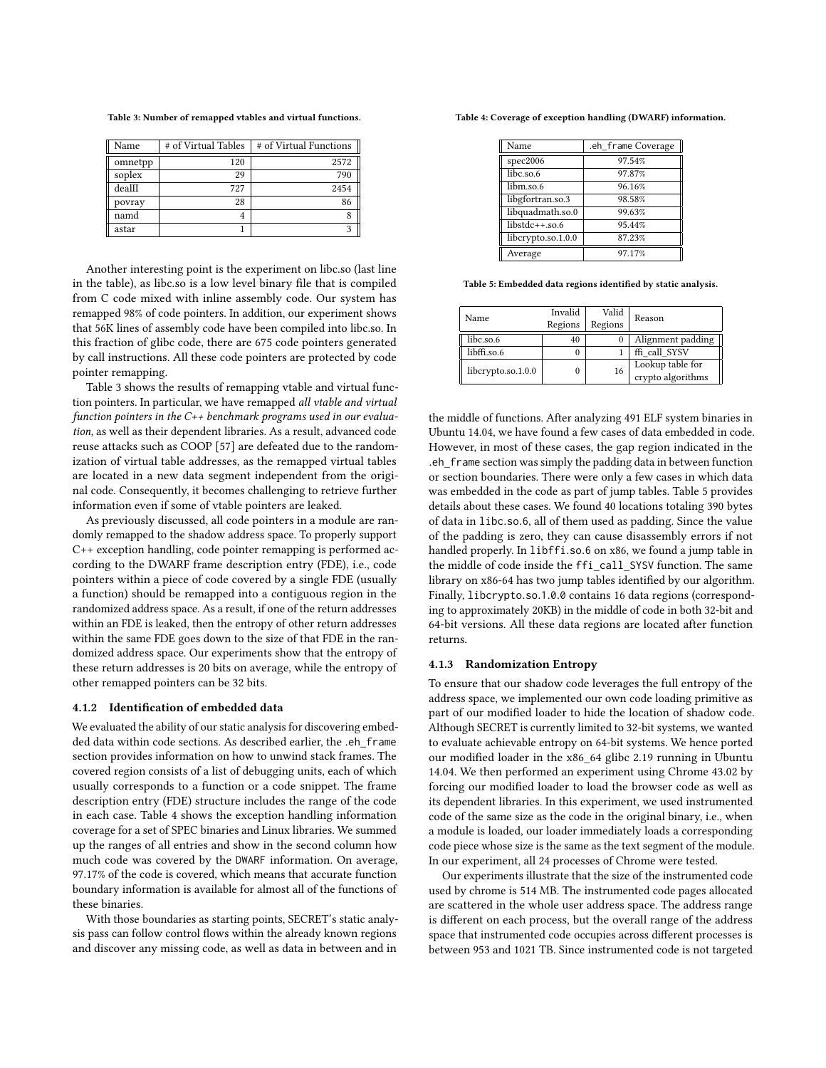Table 3: Number of remapped vtables and virtual functions.

| Name | # of Virtual Tables | # of Virtual Functions |
|---|---|---|
| omnetpp | 120 | 2572 |
| soplex | 29 | 790 |
| dealII | 727 | 2454 |
| povray | 28 | 86 |
| namd | 4 | 8 |
| astar | 1 | 3 |

Another interesting point is the experiment on libc.so (last line in the table), as libc.so is a low level binary file that is compiled from C code mixed with inline assembly code. Our system has remapped 98% of code pointers. In addition, our experiment shows that 56K lines of assembly code have been compiled into libc.so. In this fraction of glibc code, there are 675 code pointers generated by call instructions. All these code pointers are protected by code pointer remapping.

Table 3 shows the results of remapping vtable and virtual function pointers. In particular, we have remapped *all vtable and virtual function pointers in the C++ benchmark programs used in our evaluation,* as well as their dependent libraries. As a result, advanced code reuse attacks such as COOP [57] are defeated due to the randomization of virtual table addresses, as the remapped virtual tables are located in a new data segment independent from the original code. Consequently, it becomes challenging to retrieve further information even if some of vtable pointers are leaked.

As previously discussed, all code pointers in a module are randomly remapped to the shadow address space. To properly support C++ exception handling, code pointer remapping is performed according to the DWARF frame description entry (FDE), i.e., code pointers within a piece of code covered by a single FDE (usually a function) should be remapped into a contiguous region in the randomized address space. As a result, if one of the return addresses within an FDE is leaked, then the entropy of other return addresses within the same FDE goes down to the size of that FDE in the randomized address space. Our experiments show that the entropy of these return addresses is 20 bits on average, while the entropy of other remapped pointers can be 32 bits.

#### 4.1.2 Identification of embedded data

We evaluated the ability of our static analysis for discovering embedded data within code sections. As described earlier, the .eh_frame section provides information on how to unwind stack frames. The covered region consists of a list of debugging units, each of which usually corresponds to a function or a code snippet. The frame description entry (FDE) structure includes the range of the code in each case. Table 4 shows the exception handling information coverage for a set of SPEC binaries and Linux libraries. We summed up the ranges of all entries and show in the second column how much code was covered by the DWARF information. On average, 97.17% of the code is covered, which means that accurate function boundary information is available for almost all of the functions of these binaries.

With those boundaries as starting points, SECRET's static analysis pass can follow control flows within the already known regions and discover any missing code, as well as data in between and in the middle of functions. After analyzing 491 ELF system binaries in Ubuntu 14.04, we have found a few cases of data embedded in code. However, in most of these cases, the gap region indicated in the .eh_frame section was simply the padding data in between function or section boundaries. There were only a few cases in which data was embedded in the code as part of jump tables. Table 5 provides details about these cases. We found 40 locations totaling 390 bytes of data in libc.so.6, all of them used as padding. Since the value of the padding is zero, they can cause disassembly errors if not handled properly. In libffi.so.6 on x86, we found a jump table in the middle of code inside the ffi_call_SYSV function. The same library on x86-64 has two jump tables identified by our algorithm. Finally, libcrypto.so.1.0.0 contains 16 data regions (corresponding to approximately 20KB) in the middle of code in both 32-bit and 64-bit versions. All these data regions are located after function returns.

Table 4: Coverage of exception handling (DWARF) information.

| Name | .eh_frame Coverage |
|---|---|
| spec2006 | 97.54% |
| libc.so.6 | 97.87% |
| libm.so.6 | 96.16% |
| libgfortran.so.3 | 98.58% |
| libquadmath.so.0 | 99.63% |
| libstdc++.so.6 | 95.44% |
| libcrypto.so.1.0.0 | 87.23% |
| Average | 97.17% |

Table 5: Embedded data regions identified by static analysis.

| Name | Invalid Regions | Valid Regions | Reason |
|---|---|---|---|
| libc.so.6 | 40 | 0 | Alignment padding |
| libffi.so.6 | 0 | 1 | ffi_call_SYSV |
| libcrypto.so.1.0.0 | 0 | 16 | Lookup table for crypto algorithms |

#### 4.1.3 Randomization Entropy

To ensure that our shadow code leverages the full entropy of the address space, we implemented our own code loading primitive as part of our modified loader to hide the location of shadow code. Although SECRET is currently limited to 32-bit systems, we wanted to evaluate achievable entropy on 64-bit systems. We hence ported our modified loader in the x86_64 glibc 2.19 running in Ubuntu 14.04. We then performed an experiment using Chrome 43.02 by forcing our modified loader to load the browser code as well as its dependent libraries. In this experiment, we used instrumented code of the same size as the code in the original binary, i.e., when a module is loaded, our loader immediately loads a corresponding code piece whose size is the same as the text segment of the module. In our experiment, all 24 processes of Chrome were tested.

Our experiments illustrate that the size of the instrumented code used by chrome is 514 MB. The instrumented code pages allocated are scattered in the whole user address space. The address range is different on each process, but the overall range of the address space that instrumented code occupies across different processes is between 953 and 1021 TB. Since instrumented code is not targeted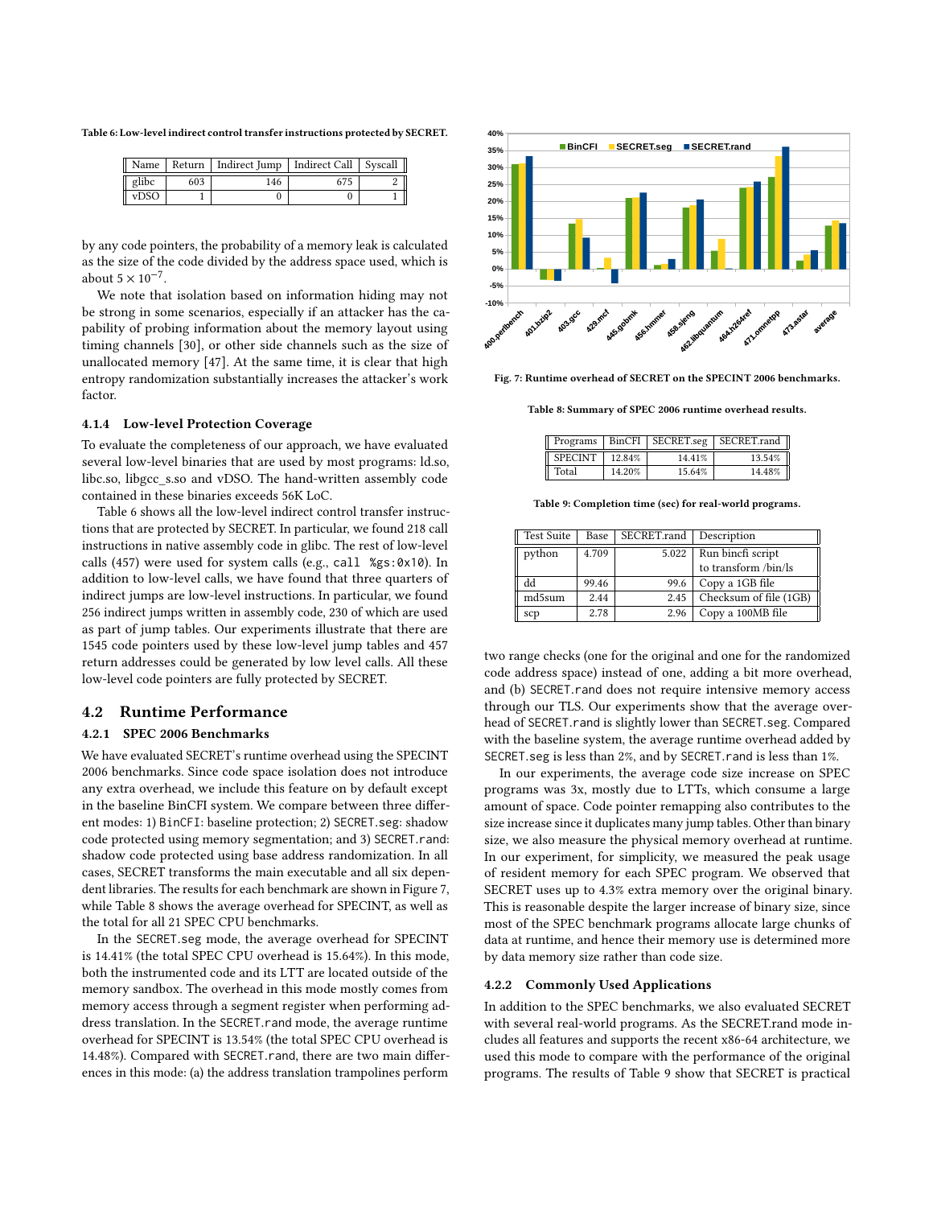Table 6: Low-level indirect control transfer instructions protected by SECRET.

| Name | Return | Indirect Jump | Indirect Call | Syscall |
|---|---|---|---|---|
| glibc | 603 | 146 | 675 | 2 |
| vDSO | 1 | 0 | 0 | 1 |

by any code pointers, the probability of a memory leak is calculated as the size of the code divided by the address space used, which is about $5 \times 10^{-7}$.

We note that isolation based on information hiding may not be strong in some scenarios, especially if an attacker has the capability of probing information about the memory layout using timing channels [30], or other side channels such as the size of unallocated memory [47]. At the same time, it is clear that high entropy randomization substantially increases the attacker's work factor.

#### 4.1.4 Low-level Protection Coverage

To evaluate the completeness of our approach, we have evaluated several low-level binaries that are used by most programs: ld.so, libc.so, libgcc_s.so and vDSO. The hand-written assembly code contained in these binaries exceeds 56K LoC.

Table 6 shows all the low-level indirect control transfer instructions that are protected by SECRET. In particular, we found 218 call instructions in native assembly code in glibc. The rest of low-level calls (457) were used for system calls (e.g., `call %gs:0x10`). In addition to low-level calls, we have found that three quarters of indirect jumps are low-level instructions. In particular, we found 256 indirect jumps written in assembly code, 230 of which are used as part of jump tables. Our experiments illustrate that there are 1545 code pointers used by these low-level jump tables and 457 return addresses could be generated by low level calls. All these low-level code pointers are fully protected by SECRET.

## 4.2 Runtime Performance

### 4.2.1 SPEC 2006 Benchmarks

We have evaluated SECRET's runtime overhead using the SPECINT 2006 benchmarks. Since code space isolation does not introduce any extra overhead, we include this feature on by default except in the baseline BinCFI system. We compare between three different modes: 1) `BinCFI`: baseline protection; 2) `SECRET.seg`: shadow code protected using memory segmentation; and 3) `SECRET.rand`: shadow code protected using base address randomization. In all cases, SECRET transforms the main executable and all six dependent libraries. The results for each benchmark are shown in Figure 7, while Table 8 shows the average overhead for SPECINT, as well as the total for all 21 SPEC CPU benchmarks.

In the `SECRET.seg` mode, the average overhead for SPECINT is 14.41% (the total SPEC CPU overhead is 15.64%). In this mode, both the instrumented code and its LTT are located outside of the memory sandbox. The overhead in this mode mostly comes from memory access through a segment register when performing address translation. In the `SECRET.rand` mode, the average runtime overhead for SPECINT is 13.54% (the total SPEC CPU overhead is 14.48%). Compared with `SECRET.rand`, there are two main differences in this mode: (a) the address translation trampolines perform

Fig. 7: Runtime overhead of SECRET on the SPECINT 2006 benchmarks.

Table 8: Summary of SPEC 2006 runtime overhead results.

| Programs | BinCFI | SECRET.seg | SECRET.rand |
|---|---|---|---|
| SPECINT | 12.84% | 14.41% | 13.54% |
| Total | 14.20% | 15.64% | 14.48% |

Table 9: Completion time (sec) for real-world programs.

| Test Suite | Base | SECRET.rand | Description |
|---|---|---|---|
| python | 4.709 | 5.022 | Run bincfi script to transform /bin/ls |
| dd | 99.46 | 99.6 | Copy a 1GB file |
| md5sum | 2.44 | 2.45 | Checksum of file (1GB) |
| scp | 2.78 | 2.96 | Copy a 100MB file |

two range checks (one for the original and one for the randomized code address space) instead of one, adding a bit more overhead, and (b) `SECRET.rand` does not require intensive memory access through our TLS. Our experiments show that the average overhead of `SECRET.rand` is slightly lower than `SECRET.seg`. Compared with the baseline system, the average runtime overhead added by `SECRET.seg` is less than 2%, and by `SECRET.rand` is less than 1%.

In our experiments, the average code size increase on SPEC programs was 3x, mostly due to LTTs, which consume a large amount of space. Code pointer remapping also contributes to the size increase since it duplicates many jump tables. Other than binary size, we also measure the physical memory overhead at runtime. In our experiment, for simplicity, we measured the peak usage of resident memory for each SPEC program. We observed that SECRET uses up to 4.3% extra memory over the original binary. This is reasonable despite the larger increase of binary size, since most of the SPEC benchmark programs allocate large chunks of data at runtime, and hence their memory use is determined more by data memory size rather than code size.

### 4.2.2 Commonly Used Applications

In addition to the SPEC benchmarks, we also evaluated SECRET with several real-world programs. As the SECRET.rand mode includes all features and supports the recent x86-64 architecture, we used this mode to compare with the performance of the original programs. The results of Table 9 show that SECRET is practical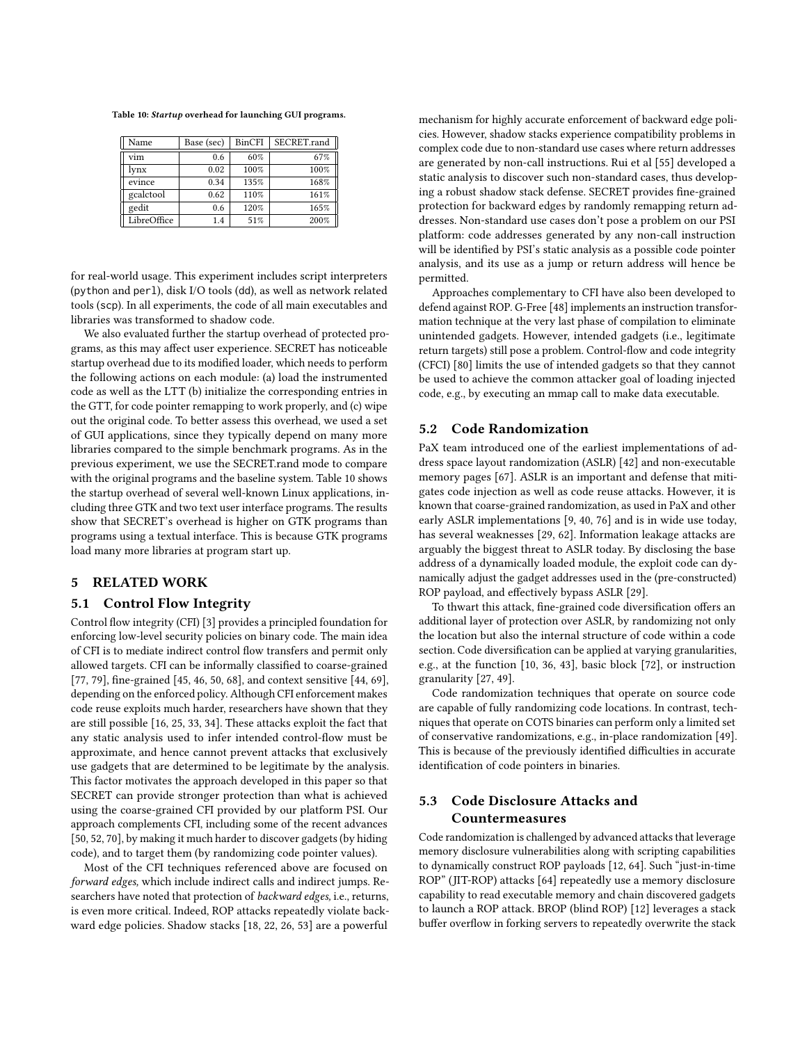Table 10: *Startup* overhead for launching GUI programs.

| Name | Base (sec) | BinCFI | SECRET.rand |
|---|---|---|---|
| vim | 0.6 | 60% | 67% |
| lynx | 0.02 | 100% | 100% |
| evince | 0.34 | 135% | 168% |
| gcalctool | 0.62 | 110% | 161% |
| gedit | 0.6 | 120% | 165% |
| LibreOffice | 1.4 | 51% | 200% |

for real-world usage. This experiment includes script interpreters (python and perl), disk I/O tools (dd), as well as network related tools (scp). In all experiments, the code of all main executables and libraries was transformed to shadow code.

We also evaluated further the startup overhead of protected programs, as this may affect user experience. SECRET has noticeable startup overhead due to its modified loader, which needs to perform the following actions on each module: (a) load the instrumented code as well as the LTT (b) initialize the corresponding entries in the GTT, for code pointer remapping to work properly, and (c) wipe out the original code. To better assess this overhead, we used a set of GUI applications, since they typically depend on many more libraries compared to the simple benchmark programs. As in the previous experiment, we use the SECRET.rand mode to compare with the original programs and the baseline system. Table 10 shows the startup overhead of several well-known Linux applications, including three GTK and two text user interface programs. The results show that SECRET's overhead is higher on GTK programs than programs using a textual interface. This is because GTK programs load many more libraries at program start up.

## 5 RELATED WORK

### 5.1 Control Flow Integrity

Control flow integrity (CFI) [3] provides a principled foundation for enforcing low-level security policies on binary code. The main idea of CFI is to mediate indirect control flow transfers and permit only allowed targets. CFI can be informally classified to coarse-grained [77, 79], fine-grained [45, 46, 50, 68], and context sensitive [44, 69], depending on the enforced policy. Although CFI enforcement makes code reuse exploits much harder, researchers have shown that they are still possible [16, 25, 33, 34]. These attacks exploit the fact that any static analysis used to infer intended control-flow must be approximate, and hence cannot prevent attacks that exclusively use gadgets that are determined to be legitimate by the analysis. This factor motivates the approach developed in this paper so that SECRET can provide stronger protection than what is achieved using the coarse-grained CFI provided by our platform PSI. Our approach complements CFI, including some of the recent advances [50, 52, 70], by making it much harder to discover gadgets (by hiding code), and to target them (by randomizing code pointer values).

Most of the CFI techniques referenced above are focused on *forward edges,* which include indirect calls and indirect jumps. Researchers have noted that protection of *backward edges,* i.e., returns, is even more critical. Indeed, ROP attacks repeatedly violate backward edge policies. Shadow stacks [18, 22, 26, 53] are a powerful mechanism for highly accurate enforcement of backward edge policies. However, shadow stacks experience compatibility problems in complex code due to non-standard use cases where return addresses are generated by non-call instructions. Rui et al [55] developed a static analysis to discover such non-standard cases, thus developing a robust shadow stack defense. SECRET provides fine-grained protection for backward edges by randomly remapping return addresses. Non-standard use cases don't pose a problem on our PSI platform: code addresses generated by any non-call instruction will be identified by PSI's static analysis as a possible code pointer analysis, and its use as a jump or return address will hence be permitted.

Approaches complementary to CFI have also been developed to defend against ROP. G-Free [48] implements an instruction transformation technique at the very last phase of compilation to eliminate unintended gadgets. However, intended gadgets (i.e., legitimate return targets) still pose a problem. Control-flow and code integrity (CFCI) [80] limits the use of intended gadgets so that they cannot be used to achieve the common attacker goal of loading injected code, e.g., by executing an mmap call to make data executable.

### 5.2 Code Randomization

PaX team introduced one of the earliest implementations of address space layout randomization (ASLR) [42] and non-executable memory pages [67]. ASLR is an important and defense that mitigates code injection as well as code reuse attacks. However, it is known that coarse-grained randomization, as used in PaX and other early ASLR implementations [9, 40, 76] and is in wide use today, has several weaknesses [29, 62]. Information leakage attacks are arguably the biggest threat to ASLR today. By disclosing the base address of a dynamically loaded module, the exploit code can dynamically adjust the gadget addresses used in the (pre-constructed) ROP payload, and effectively bypass ASLR [29].

To thwart this attack, fine-grained code diversification offers an additional layer of protection over ASLR, by randomizing not only the location but also the internal structure of code within a code section. Code diversification can be applied at varying granularities, e.g., at the function [10, 36, 43], basic block [72], or instruction granularity [27, 49].

Code randomization techniques that operate on source code are capable of fully randomizing code locations. In contrast, techniques that operate on COTS binaries can perform only a limited set of conservative randomizations, e.g., in-place randomization [49]. This is because of the previously identified difficulties in accurate identification of code pointers in binaries.

### 5.3 Code Disclosure Attacks and Countermeasures

Code randomization is challenged by advanced attacks that leverage memory disclosure vulnerabilities along with scripting capabilities to dynamically construct ROP payloads [12, 64]. Such "just-in-time ROP" (JIT-ROP) attacks [64] repeatedly use a memory disclosure capability to read executable memory and chain discovered gadgets to launch a ROP attack. BROP (blind ROP) [12] leverages a stack buffer overflow in forking servers to repeatedly overwrite the stack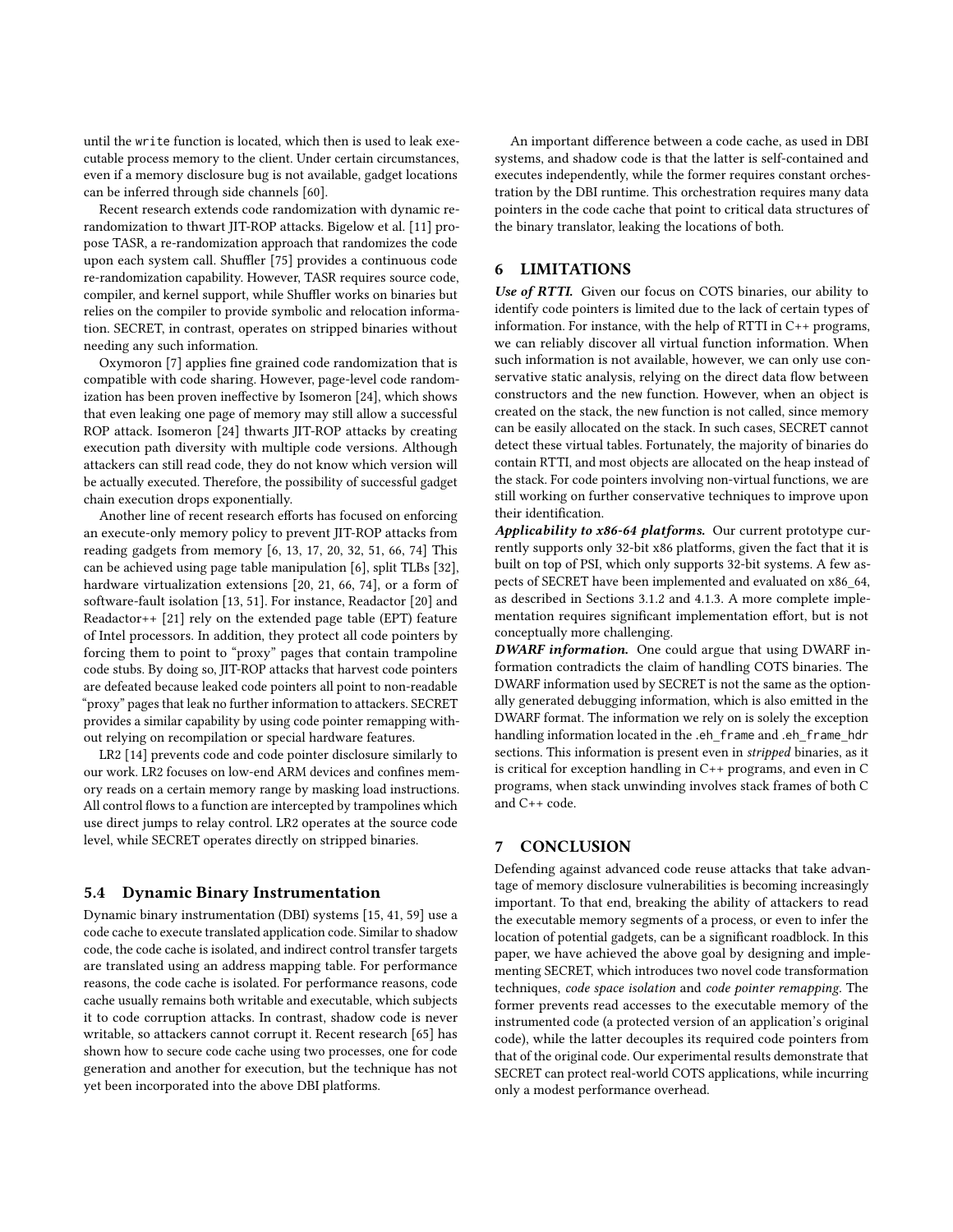until the `write` function is located, which then is used to leak executable process memory to the client. Under certain circumstances, even if a memory disclosure bug is not available, gadget locations can be inferred through side channels [60].

Recent research extends code randomization with dynamic re-randomization to thwart JIT-ROP attacks. Bigelow et al. [11] propose TASR, a re-randomization approach that randomizes the code upon each system call. Shuffler [75] provides a continuous code re-randomization capability. However, TASR requires source code, compiler, and kernel support, while Shuffler works on binaries but relies on the compiler to provide symbolic and relocation information. SECRET, in contrast, operates on stripped binaries without needing any such information.

Oxymoron [7] applies fine grained code randomization that is compatible with code sharing. However, page-level code randomization has been proven ineffective by Isomeron [24], which shows that even leaking one page of memory may still allow a successful ROP attack. Isomeron [24] thwarts JIT-ROP attacks by creating execution path diversity with multiple code versions. Although attackers can still read code, they do not know which version will be actually executed. Therefore, the possibility of successful gadget chain execution drops exponentially.

Another line of recent research efforts has focused on enforcing an execute-only memory policy to prevent JIT-ROP attacks from reading gadgets from memory [6, 13, 17, 20, 32, 51, 66, 74] This can be achieved using page table manipulation [6], split TLBs [32], hardware virtualization extensions [20, 21, 66, 74], or a form of software-fault isolation [13, 51]. For instance, Readactor [20] and Readactor++ [21] rely on the extended page table (EPT) feature of Intel processors. In addition, they protect all code pointers by forcing them to point to "proxy" pages that contain trampoline code stubs. By doing so, JIT-ROP attacks that harvest code pointers are defeated because leaked code pointers all point to non-readable "proxy" pages that leak no further information to attackers. SECRET provides a similar capability by using code pointer remapping without relying on recompilation or special hardware features.

LR2 [14] prevents code and code pointer disclosure similarly to our work. LR2 focuses on low-end ARM devices and confines memory reads on a certain memory range by masking load instructions. All control flows to a function are intercepted by trampolines which use direct jumps to relay control. LR2 operates at the source code level, while SECRET operates directly on stripped binaries.

### 5.4 Dynamic Binary Instrumentation

Dynamic binary instrumentation (DBI) systems [15, 41, 59] use a code cache to execute translated application code. Similar to shadow code, the code cache is isolated, and indirect control transfer targets are translated using an address mapping table. For performance reasons, the code cache is isolated. For performance reasons, code cache usually remains both writable and executable, which subjects it to code corruption attacks. In contrast, shadow code is never writable, so attackers cannot corrupt it. Recent research [65] has shown how to secure code cache using two processes, one for code generation and another for execution, but the technique has not yet been incorporated into the above DBI platforms.

An important difference between a code cache, as used in DBI systems, and shadow code is that the latter is self-contained and executes independently, while the former requires constant orchestration by the DBI runtime. This orchestration requires many data pointers in the code cache that point to critical data structures of the binary translator, leaking the locations of both.

## 6 LIMITATIONS

***Use of RTTI.*** Given our focus on COTS binaries, our ability to identify code pointers is limited due to the lack of certain types of information. For instance, with the help of RTTI in C++ programs, we can reliably discover all virtual function information. When such information is not available, however, we can only use conservative static analysis, relying on the direct data flow between constructors and the `new` function. However, when an object is created on the stack, the `new` function is not called, since memory can be easily allocated on the stack. In such cases, SECRET cannot detect these virtual tables. Fortunately, the majority of binaries do contain RTTI, and most objects are allocated on the heap instead of the stack. For code pointers involving non-virtual functions, we are still working on further conservative techniques to improve upon their identification.

***Applicability to x86-64 platforms.*** Our current prototype currently supports only 32-bit x86 platforms, given the fact that it is built on top of PSI, which only supports 32-bit systems. A few aspects of SECRET have been implemented and evaluated on x86_64, as described in Sections 3.1.2 and 4.1.3. A more complete implementation requires significant implementation effort, but is not conceptually more challenging.

***DWARF information.*** One could argue that using DWARF information contradicts the claim of handling COTS binaries. The DWARF information used by SECRET is not the same as the optionally generated debugging information, which is also emitted in the DWARF format. The information we rely on is solely the exception handling information located in the `.eh_frame` and `.eh_frame_hdr` sections. This information is present even in *stripped* binaries, as it is critical for exception handling in C++ programs, and even in C programs, when stack unwinding involves stack frames of both C and C++ code.

## 7 CONCLUSION

Defending against advanced code reuse attacks that take advantage of memory disclosure vulnerabilities is becoming increasingly important. To that end, breaking the ability of attackers to read the executable memory segments of a process, or even to infer the location of potential gadgets, can be a significant roadblock. In this paper, we have achieved the above goal by designing and implementing SECRET, which introduces two novel code transformation techniques, *code space isolation* and *code pointer remapping*. The former prevents read accesses to the executable memory of the instrumented code (a protected version of an application's original code), while the latter decouples its required code pointers from that of the original code. Our experimental results demonstrate that SECRET can protect real-world COTS applications, while incurring only a modest performance overhead.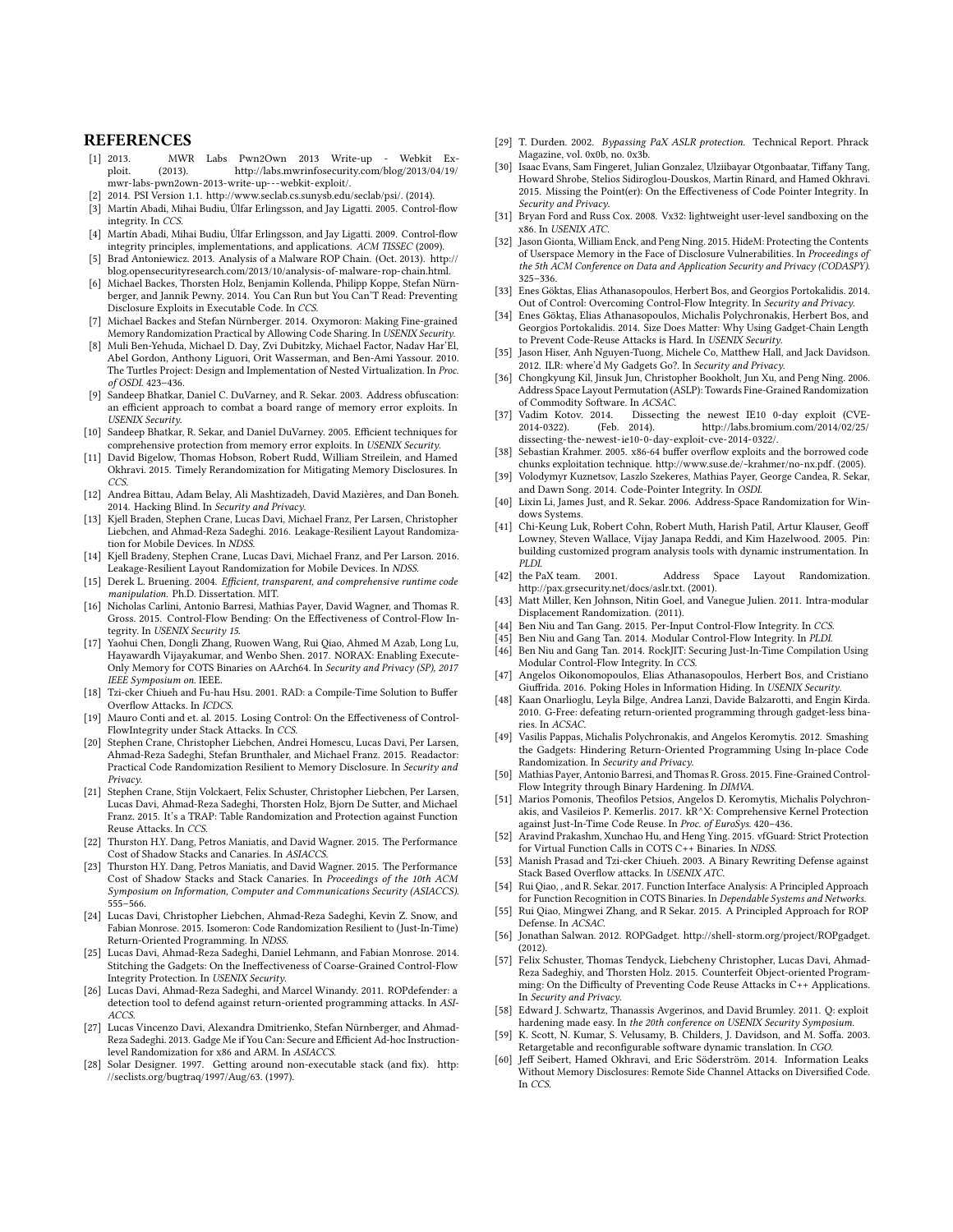# REFERENCES

[1] 2013. MWR Labs Pwn2Own 2013 Write-up - Webkit Exploit. (2013). http://labs.mwrinfosecurity.com/blog/2013/04/19/mwr-labs-pwn2own-2013-write-up---webkit-exploit/.

[2] 2014. PSI Version 1.1. http://www.seclab.cs.sunysb.edu/seclab/psi/. (2014).

[3] Martín Abadi, Mihai Budiu, Úlfar Erlingsson, and Jay Ligatti. 2005. Control-flow integrity. In *CCS*.

[4] Martín Abadi, Mihai Budiu, Úlfar Erlingsson, and Jay Ligatti. 2009. Control-flow integrity principles, implementations, and applications. *ACM TISSEC* (2009).

[5] Brad Antoniewicz. 2013. Analysis of a Malware ROP Chain. (Oct. 2013). http://blog.opensecurityresearch.com/2013/10/analysis-of-malware-rop-chain.html.

[6] Michael Backes, Thorsten Holz, Benjamin Kollenda, Philipp Koppe, Stefan Nürnberger, and Jannik Pewny. 2014. You Can Run but You Can'T Read: Preventing Disclosure Exploits in Executable Code. In *CCS*.

[7] Michael Backes and Stefan Nürnberger. 2014. Oxymoron: Making Fine-grained Memory Randomization Practical by Allowing Code Sharing. In *USENIX Security*.

[8] Muli Ben-Yehuda, Michael D. Day, Zvi Dubitzky, Michael Factor, Nadav Har'El, Abel Gordon, Anthony Liguori, Orit Wasserman, and Ben-Ami Yassour. 2010. The Turtles Project: Design and Implementation of Nested Virtualization. In *Proc. of OSDI*. 423–436.

[9] Sandeep Bhatkar, Daniel C. DuVarney, and R. Sekar. 2003. Address obfuscation: an efficient approach to combat a board range of memory error exploits. In *USENIX Security*.

[10] Sandeep Bhatkar, R. Sekar, and Daniel DuVarney. 2005. Efficient techniques for comprehensive protection from memory error exploits. In *USENIX Security*.

[11] David Bigelow, Thomas Hobson, Robert Rudd, William Streilein, and Hamed Okhravi. 2015. Timely Rerandomization for Mitigating Memory Disclosures. In *CCS*.

[12] Andrea Bittau, Adam Belay, Ali Mashtizadeh, David Mazières, and Dan Boneh. 2014. Hacking Blind. In *Security and Privacy*.

[13] Kjell Braden, Stephen Crane, Lucas Davi, Michael Franz, Per Larsen, Christopher Liebchen, and Ahmad-Reza Sadeghi. 2016. Leakage-Resilient Layout Randomization for Mobile Devices. In *NDSS*.

[14] Kjell Bradeny, Stephen Crane, Lucas Davi, Michael Franz, and Per Larson. 2016. Leakage-Resilient Layout Randomization for Mobile Devices. In *NDSS*.

[15] Derek L. Bruening. 2004. *Efficient, transparent, and comprehensive runtime code manipulation*. Ph.D. Dissertation. MIT.

[16] Nicholas Carlini, Antonio Barresi, Mathias Payer, David Wagner, and Thomas R. Gross. 2015. Control-Flow Bending: On the Effectiveness of Control-Flow Integrity. In *USENIX Security 15*.

[17] Yaohui Chen, Dongli Zhang, Ruowen Wang, Rui Qiao, Ahmed M Azab, Long Lu, Hayawardh Vijayakumar, and Wenbo Shen. 2017. NORAX: Enabling Execute-Only Memory for COTS Binaries on AArch64. In *Security and Privacy (SP), 2017 IEEE Symposium on*. IEEE.

[18] Tzi-cker Chiueh and Fu-hau Hsu. 2001. RAD: a Compile-Time Solution to Buffer Overflow Attacks. In *ICDCS*.

[19] Mauro Conti and et. al. 2015. Losing Control: On the Effectiveness of Control-FlowIntegrity under Stack Attacks. In *CCS*.

[20] Stephen Crane, Christopher Liebchen, Andrei Homescu, Lucas Davi, Per Larsen, Ahmad-Reza Sadeghi, Stefan Brunthaler, and Michael Franz. 2015. Readactor: Practical Code Randomization Resilient to Memory Disclosure. In *Security and Privacy*.

[21] Stephen Crane, Stijn Volckaert, Felix Schuster, Christopher Liebchen, Per Larsen, Lucas Davi, Ahmad-Reza Sadeghi, Thorsten Holz, Bjorn De Sutter, and Michael Franz. 2015. It's a TRAP: Table Randomization and Protection against Function Reuse Attacks. In *CCS*.

[22] Thurston H.Y. Dang, Petros Maniatis, and David Wagner. 2015. The Performance Cost of Shadow Stacks and Canaries. In *ASIACCS*.

[23] Thurston H.Y. Dang, Petros Maniatis, and David Wagner. 2015. The Performance Cost of Shadow Stacks and Stack Canaries. In *Proceedings of the 10th ACM Symposium on Information, Computer and Communications Security (ASIACCS)*. 555–566.

[24] Lucas Davi, Christopher Liebchen, Ahmad-Reza Sadeghi, Kevin Z. Snow, and Fabian Monrose. 2015. Isomeron: Code Randomization Resilient to (Just-In-Time) Return-Oriented Programming. In *NDSS*.

[25] Lucas Davi, Ahmad-Reza Sadeghi, Daniel Lehmann, and Fabian Monrose. 2014. Stitching the Gadgets: On the Ineffectiveness of Coarse-Grained Control-Flow Integrity Protection. In *USENIX Security*.

[26] Lucas Davi, Ahmad-Reza Sadeghi, and Marcel Winandy. 2011. ROPdefender: a detection tool to defend against return-oriented programming attacks. In *ASIACCS*.

[27] Lucas Vincenzo Davi, Alexandra Dmitrienko, Stefan Nürnberger, and Ahmad-Reza Sadeghi. 2013. Gadge Me if You Can: Secure and Efficient Ad-hoc Instruction-level Randomization for x86 and ARM. In *ASIACCS*.

[28] Solar Designer. 1997. Getting around non-executable stack (and fix). http://seclists.org/bugtraq/1997/Aug/63. (1997).

[29] T. Durden. 2002. *Bypassing PaX ASLR protection*. Technical Report. Phrack Magazine, vol. 0x0b, no. 0x3b.

[30] Isaac Evans, Sam Fingeret, Julian Gonzalez, Ulziibayar Otgonbaatar, Tiffany Tang, Howard Shrobe, Stelios Sidiroglou-Douskos, Martin Rinard, and Hamed Okhravi. 2015. Missing the Point(er): On the Effectiveness of Code Pointer Integrity. In *Security and Privacy*.

[31] Bryan Ford and Russ Cox. 2008. Vx32: lightweight user-level sandboxing on the x86. In *USENIX ATC*.

[32] Jason Gionta, William Enck, and Peng Ning. 2015. HideM: Protecting the Contents of Userspace Memory in the Face of Disclosure Vulnerabilities. In *Proceedings of the 5th ACM Conference on Data and Application Security and Privacy (CODASPY)*. 325–336.

[33] Enes Göktas, Elias Athanasopoulos, Herbert Bos, and Georgios Portokalidis. 2014. Out of Control: Overcoming Control-Flow Integrity. In *Security and Privacy*.

[34] Enes Göktaş, Elias Athanasopoulos, Michalis Polychronakis, Herbert Bos, and Georgios Portokalidis. 2014. Size Does Matter: Why Using Gadget-Chain Length to Prevent Code-Reuse Attacks is Hard. In *USENIX Security*.

[35] Jason Hiser, Anh Nguyen-Tuong, Michele Co, Matthew Hall, and Jack Davidson. 2012. ILR: where'd My Gadgets Go?. In *Security and Privacy*.

[36] Chongkyung Kil, Jinsuk Jun, Christopher Bookholt, Jun Xu, and Peng Ning. 2006. Address Space Layout Permutation (ASLP): Towards Fine-Grained Randomization of Commodity Software. In *ACSAC*.

[37] Vadim Kotov. 2014. Dissecting the newest IE10 0-day exploit (CVE-2014-0322). (Feb. 2014). http://labs.bromium.com/2014/02/25/dissecting-the-newest-ie10-0-day-exploit-cve-2014-0322/.

[38] Sebastian Krahmer. 2005. x86-64 buffer overflow exploits and the borrowed code chunks exploitation technique. http://www.suse.de/~krahmer/no-nx.pdf. (2005).

[39] Volodymyr Kuznetsov, Laszlo Szekeres, Mathias Payer, George Candea, R. Sekar, and Dawn Song. 2014. Code-Pointer Integrity. In *OSDI*.

[40] Lixin Li, James Just, and R. Sekar. 2006. Address-Space Randomization for Windows Systems.

[41] Chi-Keung Luk, Robert Cohn, Robert Muth, Harish Patil, Artur Klauser, Geoff Lowney, Steven Wallace, Vijay Janapa Reddi, and Kim Hazelwood. 2005. Pin: building customized program analysis tools with dynamic instrumentation. In *PLDI*.

[42] the PaX team. 2001. Address Space Layout Randomization. http://pax.grsecurity.net/docs/aslr.txt. (2001).

[43] Matt Miller, Ken Johnson, Nitin Goel, and Vanegue Julien. 2011. Intra-modular Displacement Randomization. (2011).

[44] Ben Niu and Gang Tan. 2015. Per-Input Control-Flow Integrity. In *CCS*.

[45] Ben Niu and Gang Tan. 2014. Modular Control-Flow Integrity. In *PLDI*.

[46] Ben Niu and Gang Tan. 2014. RockJIT: Securing Just-In-Time Compilation Using Modular Control-Flow Integrity. In *CCS*.

[47] Angelos Oikonomopoulos, Elias Athanasopoulos, Herbert Bos, and Cristiano Giuffrida. 2016. Poking Holes in Information Hiding. In *USENIX Security*.

[48] Kaan Onarlioglu, Leyla Bilge, Andrea Lanzi, Davide Balzarotti, and Engin Kirda. 2010. G-Free: defeating return-oriented programming through gadget-less binaries. In *ACSAC*.

[49] Vasilis Pappas, Michalis Polychronakis, and Angelos Keromytis. 2012. Smashing the Gadgets: Hindering Return-Oriented Programming Using In-place Code Randomization. In *Security and Privacy*.

[50] Mathias Payer, Antonio Barresi, and Thomas R. Gross. 2015. Fine-Grained Control-Flow Integrity through Binary Hardening. In *DIMVA*.

[51] Marios Pomonis, Theofilos Petsios, Angelos D. Keromytis, Michalis Polychronakis, and Vasileios P. Kemerlis. 2017. kR^X: Comprehensive Kernel Protection against Just-In-Time Code Reuse. In *Proc. of EuroSys*. 420–436.

[52] Aravind Prakashm, Xunchao Hu, and Heng Ying. 2015. vfGuard: Strict Protection for Virtual Function Calls in COTS C++ Binaries. In *NDSS*.

[53] Manish Prasad and Tzi-cker Chiueh. 2003. A Binary Rewriting Defense against Stack Based Overflow attacks. In *USENIX ATC*.

[54] Rui Qiao, , and R. Sekar. 2017. Function Interface Analysis: A Principled Approach for Function Recognition in COTS Binaries. In *Dependable Systems and Networks*.

[55] Rui Qiao, Mingwei Zhang, and R Sekar. 2015. A Principled Approach for ROP Defense. In *ACSAC*.

[56] Jonathan Salwan. 2012. ROPGadget. http://shell-storm.org/project/ROPgadget. (2012).

[57] Felix Schuster, Thomas Tendyck, Liebcheny Christopher, Lucas Davi, Ahmad-Reza Sadeghiy, and Thorsten Holz. 2015. Counterfeit Object-oriented Programming: On the Difficulty of Preventing Code Reuse Attacks in C++ Applications. In *Security and Privacy*.

[58] Edward J. Schwartz, Thanassis Avgerinos, and David Brumley. 2011. Q: exploit hardening made easy. In *the 20th conference on USENIX Security Symposium*.

[59] K. Scott, N. Kumar, S. Velusamy, B. Childers, J. Davidson, and M. Soffa. 2003. Retargetable and reconfigurable software dynamic translation. In *CGO*.

[60] Jeff Seibert, Hamed Okhravi, and Eric Söderström. 2014. Information Leaks Without Memory Disclosures: Remote Side Channel Attacks on Diversified Code. In *CCS*.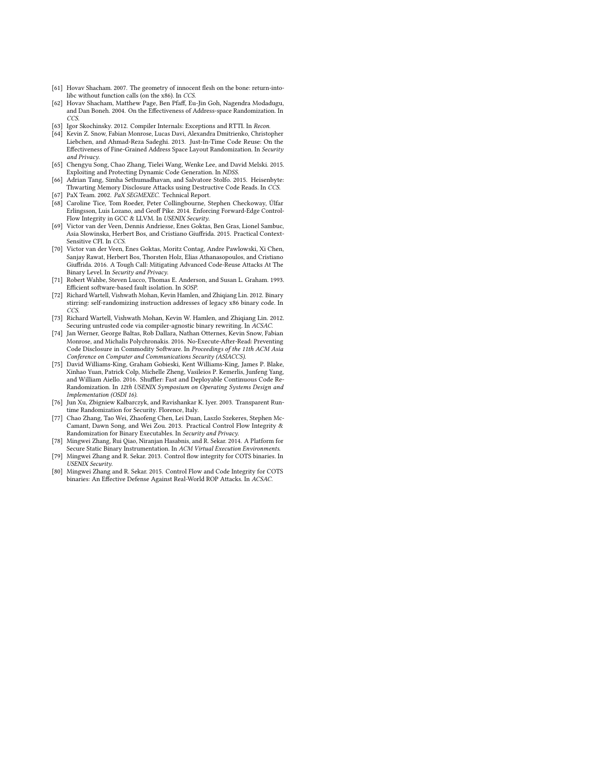[61] Hovav Shacham. 2007. The geometry of innocent flesh on the bone: return-into-libc without function calls (on the x86). In *CCS*.

[62] Hovav Shacham, Matthew Page, Ben Pfaff, Eu-Jin Goh, Nagendra Modadugu, and Dan Boneh. 2004. On the Effectiveness of Address-space Randomization. In *CCS*.

[63] Igor Skochinsky. 2012. Compiler Internals: Exceptions and RTTI. In *Recon*.

[64] Kevin Z. Snow, Fabian Monrose, Lucas Davi, Alexandra Dmitrienko, Christopher Liebchen, and Ahmad-Reza Sadeghi. 2013. Just-In-Time Code Reuse: On the Effectiveness of Fine-Grained Address Space Layout Randomization. In *Security and Privacy*.

[65] Chengyu Song, Chao Zhang, Tielei Wang, Wenke Lee, and David Melski. 2015. Exploiting and Protecting Dynamic Code Generation. In *NDSS*.

[66] Adrian Tang, Simha Sethumadhavan, and Salvatore Stolfo. 2015. Heisenbyte: Thwarting Memory Disclosure Attacks using Destructive Code Reads. In *CCS*.

[67] PaX Team. 2002. *PaX SEGMEXEC*. Technical Report.

[68] Caroline Tice, Tom Roeder, Peter Collingbourne, Stephen Checkoway, Úlfar Erlingsson, Luis Lozano, and Geoff Pike. 2014. Enforcing Forward-Edge Control-Flow Integrity in GCC & LLVM. In *USENIX Security*.

[69] Victor van der Veen, Dennis Andriesse, Enes Goktas, Ben Gras, Lionel Sambuc, Asia Slowinska, Herbert Bos, and Cristiano Giuffrida. 2015. Practical Context-Sensitive CFI. In *CCS*.

[70] Victor van der Veen, Enes Goktas, Moritz Contag, Andre Pawlowski, Xi Chen, Sanjay Rawat, Herbert Bos, Thorsten Holz, Elias Athanasopoulos, and Cristiano Giuffrida. 2016. A Tough Call: Mitigating Advanced Code-Reuse Attacks At The Binary Level. In *Security and Privacy*.

[71] Robert Wahbe, Steven Lucco, Thomas E. Anderson, and Susan L. Graham. 1993. Efficient software-based fault isolation. In *SOSP*.

[72] Richard Wartell, Vishwath Mohan, Kevin Hamlen, and Zhiqiang Lin. 2012. Binary stirring: self-randomizing instruction addresses of legacy x86 binary code. In *CCS*.

[73] Richard Wartell, Vishwath Mohan, Kevin W. Hamlen, and Zhiqiang Lin. 2012. Securing untrusted code via compiler-agnostic binary rewriting. In *ACSAC*.

[74] Jan Werner, George Baltas, Rob Dallara, Nathan Otternes, Kevin Snow, Fabian Monrose, and Michalis Polychronakis. 2016. No-Execute-After-Read: Preventing Code Disclosure in Commodity Software. In *Proceedings of the 11th ACM Asia Conference on Computer and Communications Security (ASIACCS)*.

[75] David Williams-King, Graham Gobieski, Kent Williams-King, James P. Blake, Xinhao Yuan, Patrick Colp, Michelle Zheng, Vasileios P. Kemerlis, Junfeng Yang, and William Aiello. 2016. Shuffler: Fast and Deployable Continuous Code Re-Randomization. In *12th USENIX Symposium on Operating Systems Design and Implementation (OSDI 16)*.

[76] Jun Xu, Zbigniew Kalbarczyk, and Ravishankar K. Iyer. 2003. Transparent Runtime Randomization for Security. Florence, Italy.

[77] Chao Zhang, Tao Wei, Zhaofeng Chen, Lei Duan, Laszlo Szekeres, Stephen McCamant, Dawn Song, and Wei Zou. 2013. Practical Control Flow Integrity & Randomization for Binary Executables. In *Security and Privacy*.

[78] Mingwei Zhang, Rui Qiao, Niranjan Hasabnis, and R. Sekar. 2014. A Platform for Secure Static Binary Instrumentation. In *ACM Virtual Execution Environments*.

[79] Mingwei Zhang and R. Sekar. 2013. Control flow integrity for COTS binaries. In *USENIX Security*.

[80] Mingwei Zhang and R. Sekar. 2015. Control Flow and Code Integrity for COTS binaries: An Effective Defense Against Real-World ROP Attacks. In *ACSAC*.